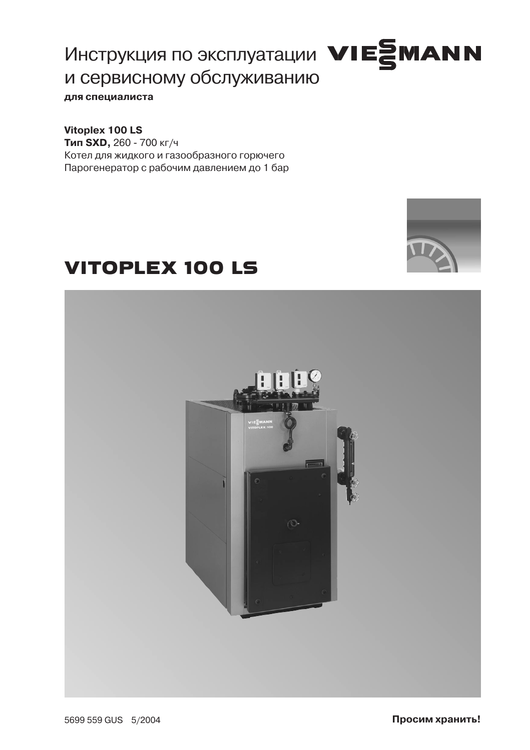# Инструкция по эксплуатации и сервисному обслуживанию

**для специалиста**

VIESMANN

**Vitoplex 100 LS**
**Тип SXD,** 260 - 700 кг/ч
Котел для жидкого и газообразного горючего
Парогенератор с рабочим давлением до 1 бар

# VITOPLEX 100 LS

5699 559 GUS 5/2004

**Просим хранить!**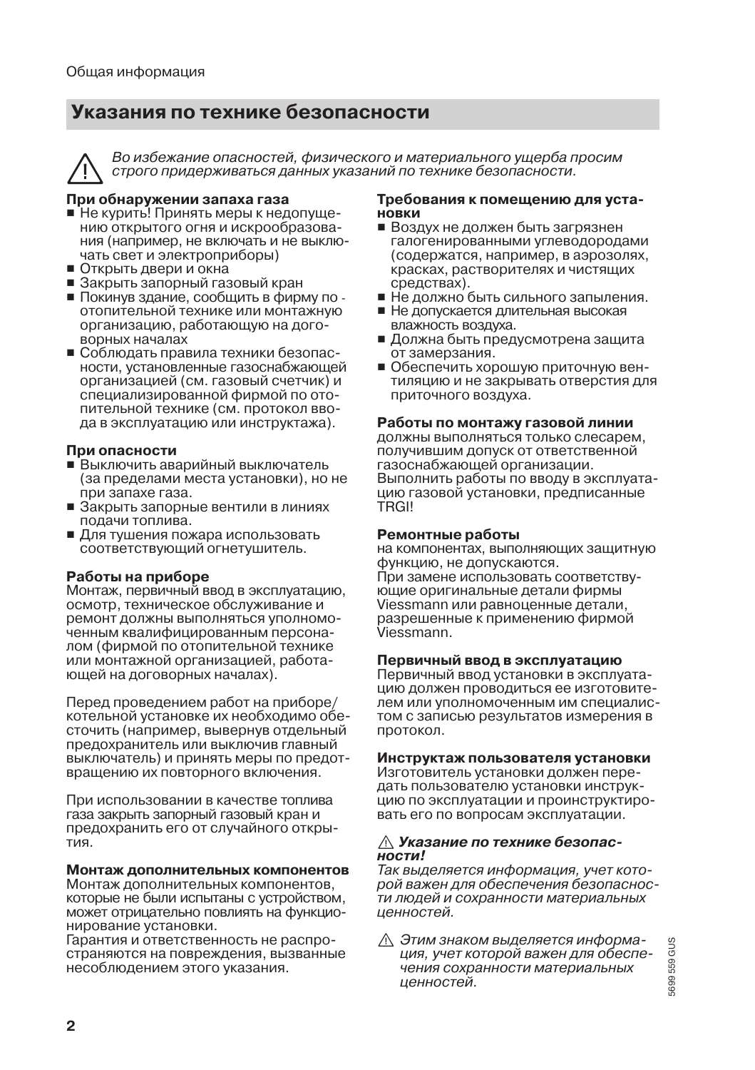## Указания по технике безопасности

⚠ *Во избежание опасностей, физического и материального ущерба просим строго придерживаться данных указаний по технике безопасности.*

**При обнаружении запаха газа**

- Не курить! Принять меры к недопущению открытого огня и искрообразования (например, не включать и не выключать свет и электроприборы)
- Открыть двери и окна
- Закрыть запорный газовый кран
- Покинув здание, сообщить в фирму по отопительной технике или монтажную организацию, работающую на договорных началах
- Соблюдать правила техники безопасности, установленные газоснабжающей организацией (см. газовый счетчик) и специализированной фирмой по отопительной технике (см. протокол ввода в эксплуатацию или инструктажа).

**При опасности**

- Выключить аварийный выключатель (за пределами места установки), но не при запахе газа.
- Закрыть запорные вентили в линиях подачи топлива.
- Для тушения пожара использовать соответствующий огнетушитель.

**Работы на приборе**

Монтаж, первичный ввод в эксплуатацию, осмотр, техническое обслуживание и ремонт должны выполняться уполномоченным квалифицированным персоналом (фирмой по отопительной технике или монтажной организацией, работающей на договорных началах).

Перед проведением работ на приборе/котельной установке их необходимо обесточить (например, вывернув отдельный предохранитель или выключив главный выключатель) и принять меры по предотвращению их повторного включения.

При использовании в качестве топлива газа закрыть запорный газовый кран и предохранить его от случайного открытия.

**Монтаж дополнительных компонентов**

Монтаж дополнительных компонентов, которые не были испытаны с устройством, может отрицательно повлиять на функционирование установки.
Гарантия и ответственность не распространяются на повреждения, вызванные несоблюдением этого указания.

**Требования к помещению для установки**

- Воздух не должен быть загрязнен галогенированными углеводородами (содержатся, например, в аэрозолях, красках, растворителях и чистящих средствах).
- Не должно быть сильного запыления.
- Не допускается длительная высокая влажность воздуха.
- Должна быть предусмотрена защита от замерзания.
- Обеспечить хорошую приточную вентиляцию и не закрывать отверстия для приточного воздуха.

**Работы по монтажу газовой линии**

должны выполняться только слесарем, получившим допуск от ответственной газоснабжающей организации.
Выполнить работы по вводу в эксплуатацию газовой установки, предписанные TRGI!

**Ремонтные работы**

на компонентах, выполняющих защитную функцию, не допускаются.
При замене использовать соответствующие оригинальные детали фирмы Viessmann или равноценные детали, разрешенные к применению фирмой Viessmann.

**Первичный ввод в эксплуатацию**

Первичный ввод установки в эксплуатацию должен проводиться ее изготовителем или уполномоченным им специалистом с записью результатов измерения в протокол.

**Инструктаж пользователя установки**

Изготовитель установки должен передать пользователю установки инструкцию по эксплуатации и проинструктировать его по вопросам эксплуатации.

⚠ ***Указание по технике безопасности!***
*Так выделяется информация, учет которой важен для обеспечения безопасности людей и сохранности материальных ценностей.*

⚠ *Этим знаком выделяется информация, учет которой важен для обеспечения сохранности материальных ценностей.*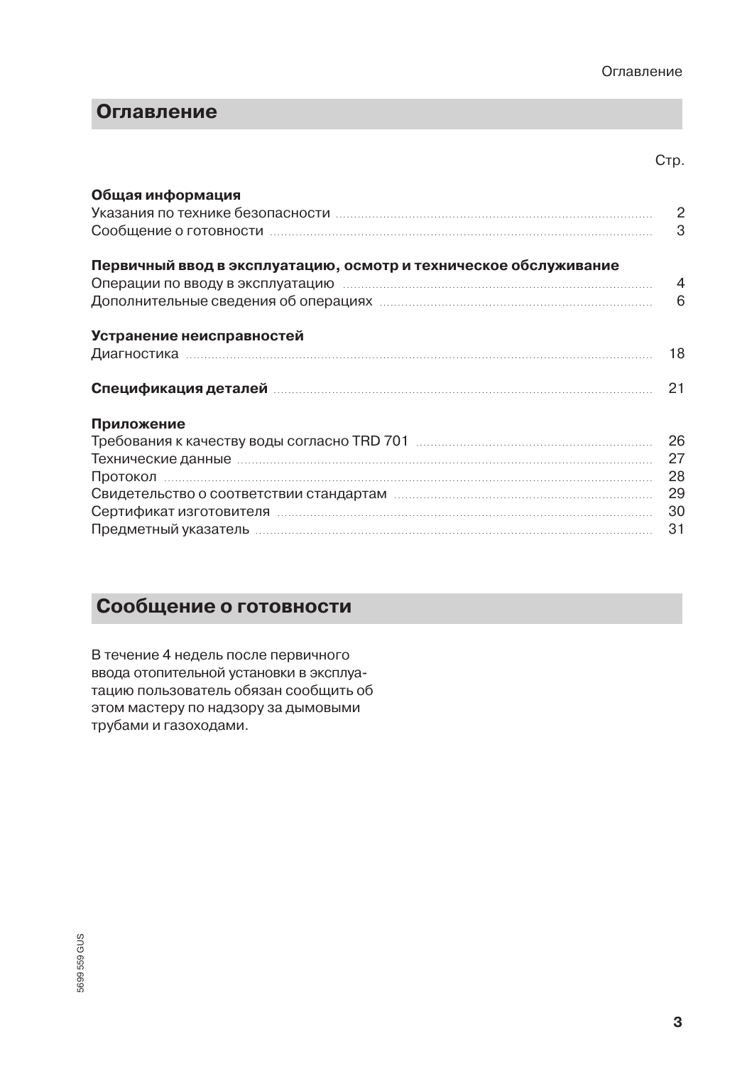## Оглавление

Стр.

**Общая информация**

| | |
|---|---|
| Указания по технике безопасности | 2 |
| Сообщение о готовности | 3 |

**Первичный ввод в эксплуатацию, осмотр и техническое обслуживание**

| | |
|---|---|
| Операции по вводу в эксплуатацию | 4 |
| Дополнительные сведения об операциях | 6 |

**Устранение неисправностей**

| | |
|---|---|
| Диагностика | 18 |

| | |
|---|---|
| **Спецификация деталей** | 21 |

**Приложение**

| | |
|---|---|
| Требования к качеству воды согласно TRD 701 | 26 |
| Технические данные | 27 |
| Протокол | 28 |
| Свидетельство о соответствии стандартам | 29 |
| Сертификат изготовителя | 30 |
| Предметный указатель | 31 |

## Сообщение о готовности

В течение 4 недель после первичного ввода отопительной установки в эксплуатацию пользователь обязан сообщить об этом мастеру по надзору за дымовыми трубами и газоходами.

5699 559 GUS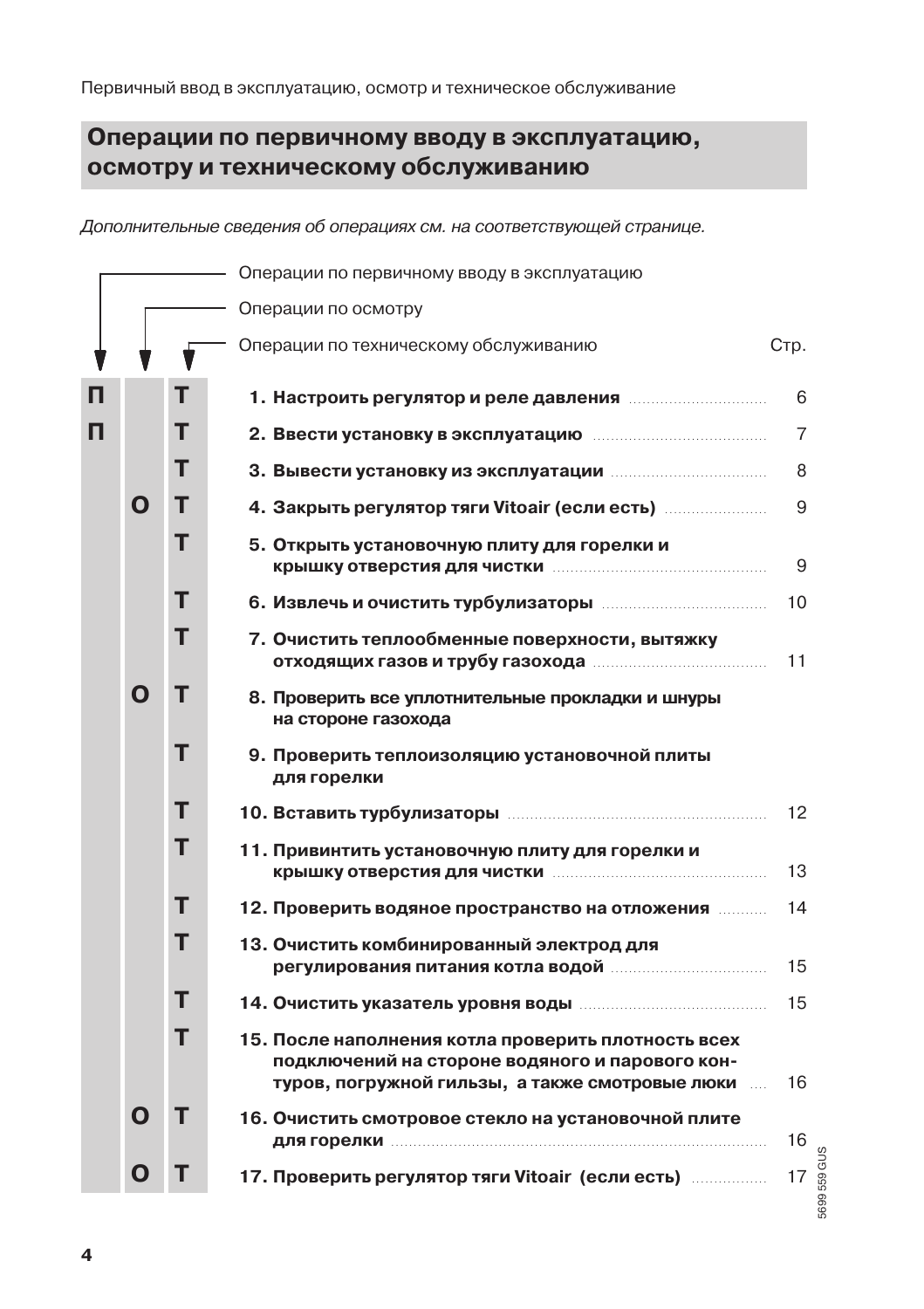## Операции по первичному вводу в эксплуатацию, осмотру и техническому обслуживанию

*Дополнительные сведения об операциях см. на соответствующей странице.*

П — Операции по первичному вводу в эксплуатацию
О — Операции по осмотру
Т — Операции по техническому обслуживанию

| П | О | Т | Операция | Стр. |
|---|---|---|---|---|
| П | | Т | **1. Настроить регулятор и реле давления** | 6 |
| П | | Т | **2. Ввести установку в эксплуатацию** | 7 |
| | | Т | **3. Вывести установку из эксплуатации** | 8 |
| | О | Т | **4. Закрыть регулятор тяги Vitoair (если есть)** | 9 |
| | | Т | **5. Открыть установочную плиту для горелки и крышку отверстия для чистки** | 9 |
| | | Т | **6. Извлечь и очистить турбулизаторы** | 10 |
| | | Т | **7. Очистить теплообменные поверхности, вытяжку отходящих газов и трубу газохода** | 11 |
| | О | Т | **8. Проверить все уплотнительные прокладки и шнуры на стороне газохода** | |
| | | Т | **9. Проверить теплоизоляцию установочной плиты для горелки** | |
| | | Т | **10. Вставить турбулизаторы** | 12 |
| | | Т | **11. Привинтить установочную плиту для горелки и крышку отверстия для чистки** | 13 |
| | | Т | **12. Проверить водяное пространство на отложения** | 14 |
| | | Т | **13. Очистить комбинированный электрод для регулирования питания котла водой** | 15 |
| | | Т | **14. Очистить указатель уровня воды** | 15 |
| | | Т | **15. После наполнения котла проверить плотность всех подключений на стороне водяного и парового контуров, погружной гильзы, а также смотровые люки** | 16 |
| | О | Т | **16. Очистить смотровое стекло на установочной плите для горелки** | 16 |
| | О | Т | **17. Проверить регулятор тяги Vitoair (если есть)** | 17 |

5699 559 GUS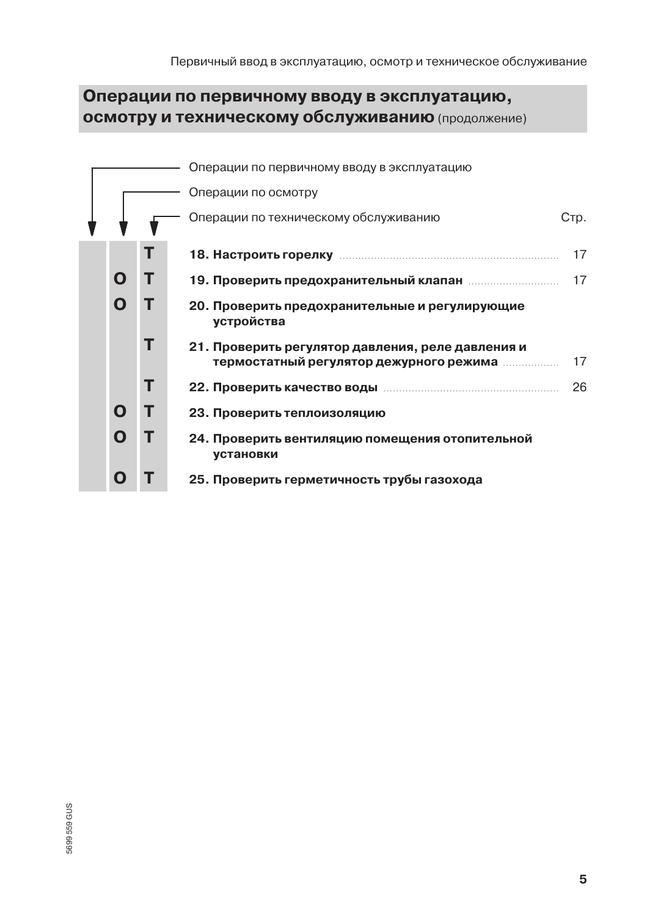## Операции по первичному вводу в эксплуатацию, осмотру и техническому обслуживанию (продолжение)

| Операции по первичному вводу в эксплуатацию | Операции по осмотру | Операции по техническому обслуживанию | | Стр. |
|---|---|---|---|---|
| | | **Т** | **18. Настроить горелку** | 17 |
| | **О** | **Т** | **19. Проверить предохранительный клапан** | 17 |
| | **О** | **Т** | **20. Проверить предохранительные и регулирующие устройства** | |
| | | **Т** | **21. Проверить регулятор давления, реле давления и термостатный регулятор дежурного режима** | 17 |
| | | **Т** | **22. Проверить качество воды** | 26 |
| | **О** | **Т** | **23. Проверить теплоизоляцию** | |
| | **О** | **Т** | **24. Проверить вентиляцию помещения отопительной установки** | |
| | **О** | **Т** | **25. Проверить герметичность трубы газохода** | |

5699 559 GUS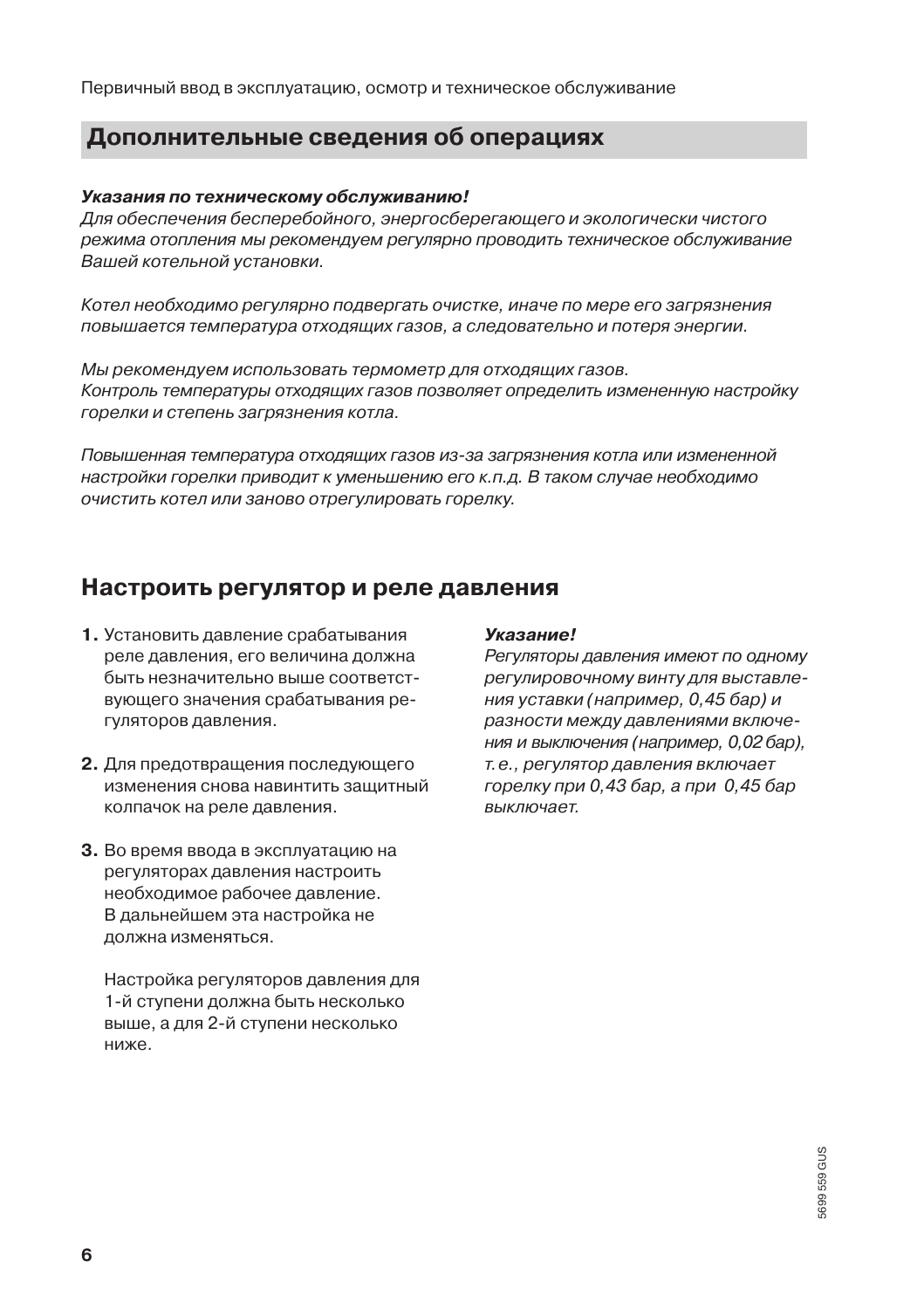## Дополнительные сведения об операциях

***Указания по техническому обслуживанию!***
*Для обеспечения бесперебойного, энергосберегающего и экологически чистого режима отопления мы рекомендуем регулярно проводить техническое обслуживание Вашей котельной установки.*

*Котел необходимо регулярно подвергать очистке, иначе по мере его загрязнения повышается температура отходящих газов, а следовательно и потеря энергии.*

*Мы рекомендуем использовать термометр для отходящих газов.*
*Контроль температуры отходящих газов позволяет определить измененную настройку горелки и степень загрязнения котла.*

*Повышенная температура отходящих газов из-за загрязнения котла или измененной настройки горелки приводит к уменьшению его к.п.д. В таком случае необходимо очистить котел или заново отрегулировать горелку.*

## Настроить регулятор и реле давления

1. Установить давление срабатывания реле давления, его величина должна быть незначительно выше соответствующего значения срабатывания регуляторов давления.

2. Для предотвращения последующего изменения снова навинтить защитный колпачок на реле давления.

3. Во время ввода в эксплуатацию на регуляторах давления настроить необходимое рабочее давление. В дальнейшем эта настройка не должна изменяться.

   Настройка регуляторов давления для 1-й ступени должна быть несколько выше, а для 2-й ступени несколько ниже.

***Указание!***
*Регуляторы давления имеют по одному регулировочному винту для выставления уставки (например, 0,45 бар) и разности между давлениями включения и выключения (например, 0,02 бар), т.е., регулятор давления включает горелку при 0,43 бар, а при 0,45 бар выключает.*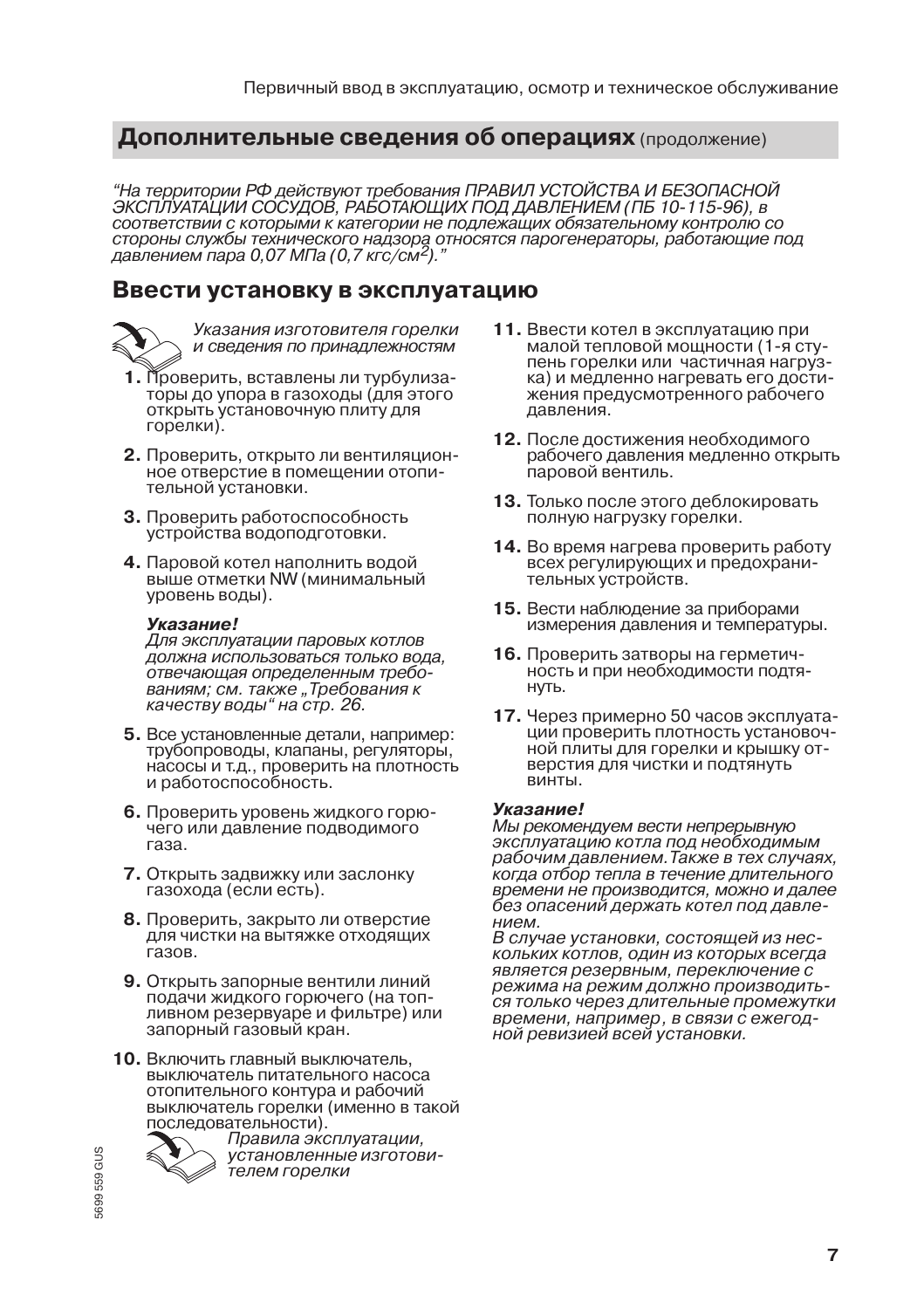## Дополнительные сведения об операциях (продолжение)

*"На территории РФ действуют требования ПРАВИЛ УСТОЙСТВА И БЕЗОПАСНОЙ ЭКСПЛУАТАЦИИ СОСУДОВ, РАБОТАЮЩИХ ПОД ДАВЛЕНИЕМ (ПБ 10-115-96), в соответствии с которыми к категории не подлежащих обязательному контролю со стороны службы технического надзора относятся парогенераторы, работающие под давлением пара 0,07 МПа (0,7 кгс/см$^2$)."*

## Ввести установку в эксплуатацию

*Указания изготовителя горелки и сведения по принадлежностям*

1. Проверить, вставлены ли турбулизаторы до упора в газоходы (для этого открыть установочную плиту для горелки).
2. Проверить, открыто ли вентиляционное отверстие в помещении отопительной установки.
3. Проверить работоспособность устройства водоподготовки.
4. Паровой котел наполнить водой выше отметки NW (минимальный уровень воды).

   ***Указание!***
   *Для эксплуатации паровых котлов должна использоваться только вода, отвечающая определенным требованиям; см. также „Требования к качеству воды" на стр. 26.*

5. Все установленные детали, например: трубопроводы, клапаны, регуляторы, насосы и т.д., проверить на плотность и работоспособность.
6. Проверить уровень жидкого горючего или давление подводимого газа.
7. Открыть задвижку или заслонку газохода (если есть).
8. Проверить, закрыто ли отверстие для чистки на вытяжке отходящих газов.
9. Открыть запорные вентили линий подачи жидкого горючего (на топливном резервуаре и фильтре) или запорный газовый кран.
10. Включить главный выключатель, выключатель питательного насоса отопительного контура и рабочий выключатель горелки (именно в такой последовательности).

    *Правила эксплуатации, установленные изготовителем горелки*

11. Ввести котел в эксплуатацию при малой тепловой мощности (1-я ступень горелки или частичная нагрузка) и медленно нагревать его достижения предусмотренного рабочего давления.
12. После достижения необходимого рабочего давления медленно открыть паровой вентиль.
13. Только после этого деблокировать полную нагрузку горелки.
14. Во время нагрева проверить работу всех регулирующих и предохранительных устройств.
15. Вести наблюдение за приборами измерения давления и температуры.
16. Проверить затворы на герметичность и при необходимости подтянуть.
17. Через примерно 50 часов эксплуатации проверить плотность установочной плиты для горелки и крышку отверстия для чистки и подтянуть винты.

***Указание!***
*Мы рекомендуем вести непрерывную эксплуатацию котла под необходимым рабочим давлением. Также в тех случаях, когда отбор тепла в течение длительного времени не производится, можно и далее без опасений держать котел под давлением.*
*В случае установки, состоящей из нескольких котлов, один из которых всегда является резервным, переключение с режима на режим должно производиться только через длительные промежутки времени, например, в связи с ежегодной ревизией всей установки.*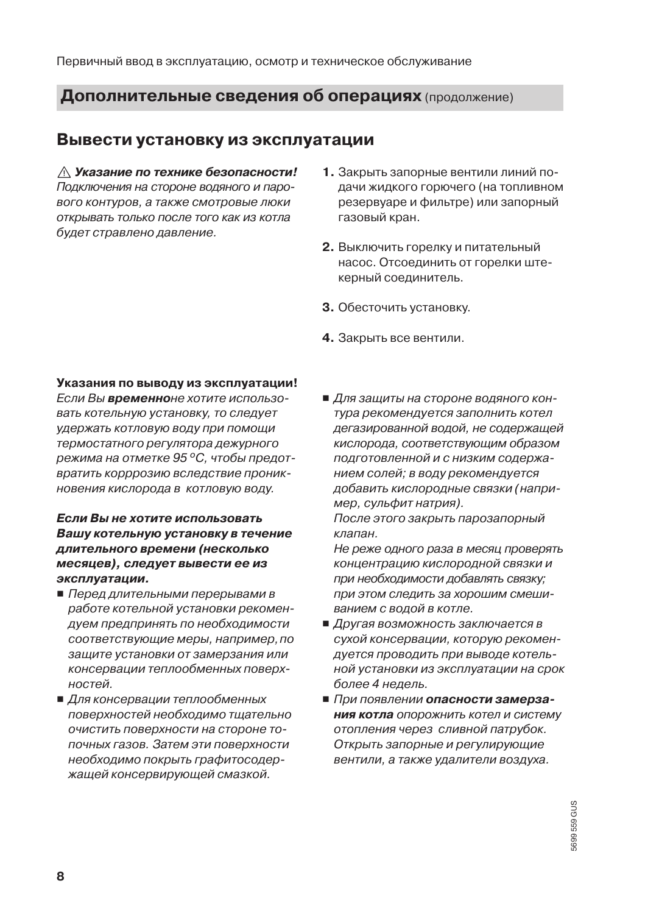## Дополнительные сведения об операциях (продолжение)

### Вывести установку из эксплуатации

⚠ ***Указание по технике безопасности!***
*Подключения на стороне водяного и парового контуров, а также смотровые люки открывать только после того как из котла будет стравлено давление.*

1. Закрыть запорные вентили линий подачи жидкого горючего (на топливном резервуаре и фильтре) или запорный газовый кран.
2. Выключить горелку и питательный насос. Отсоединить от горелки штекерный соединитель.
3. Обесточить установку.
4. Закрыть все вентили.

**Указания по выводу из эксплуатации!**
*Если Вы* ***временно****не хотите использовать котельную установку, то следует удержать котловую воду при помощи термостатного регулятора дежурного режима на отметке 95 °C, чтобы предотвратить корррозию вследствие проникновения кислорода в котловую воду.*

***Если Вы не хотите использовать Вашу котельную установку в течение длительного времени (несколько месяцев), следует вывести ее из эксплуатации.***

- *Перед длительными перерывами в работе котельной установки рекомендуем предпринять по необходимости соответствующие меры, например, по защите установки от замерзания или консервации теплообменных поверхностей.*
- *Для консервации теплообменных поверхностей необходимо тщательно очистить поверхности на стороне топочных газов. Затем эти поверхности необходимо покрыть графитосодержащей консервирующей смазкой.*
- *Для защиты на стороне водяного контура рекомендуется заполнить котел дегазированной водой, не содержащей кислорода, соответствующим образом подготовленной и с низким содержанием солей; в воду рекомендуется добавить кислородные связки (например, сульфит натрия).*
  *После этого закрыть парозапорный клапан.*
  *Не реже одного раза в месяц проверять концентрацию кислородной связки и при необходимости добавлять связку; при этом следить за хорошим смешиванием с водой в котле.*
- *Другая возможность заключается в сухой консервации, которую рекомендуется проводить при выводе котельной установки из эксплуатации на срок более 4 недель.*
- *При появлении* ***опасности замерзания котла*** *опорожнить котел и систему отопления через сливной патрубок. Открыть запорные и регулирующие вентили, а также удалители воздуха.*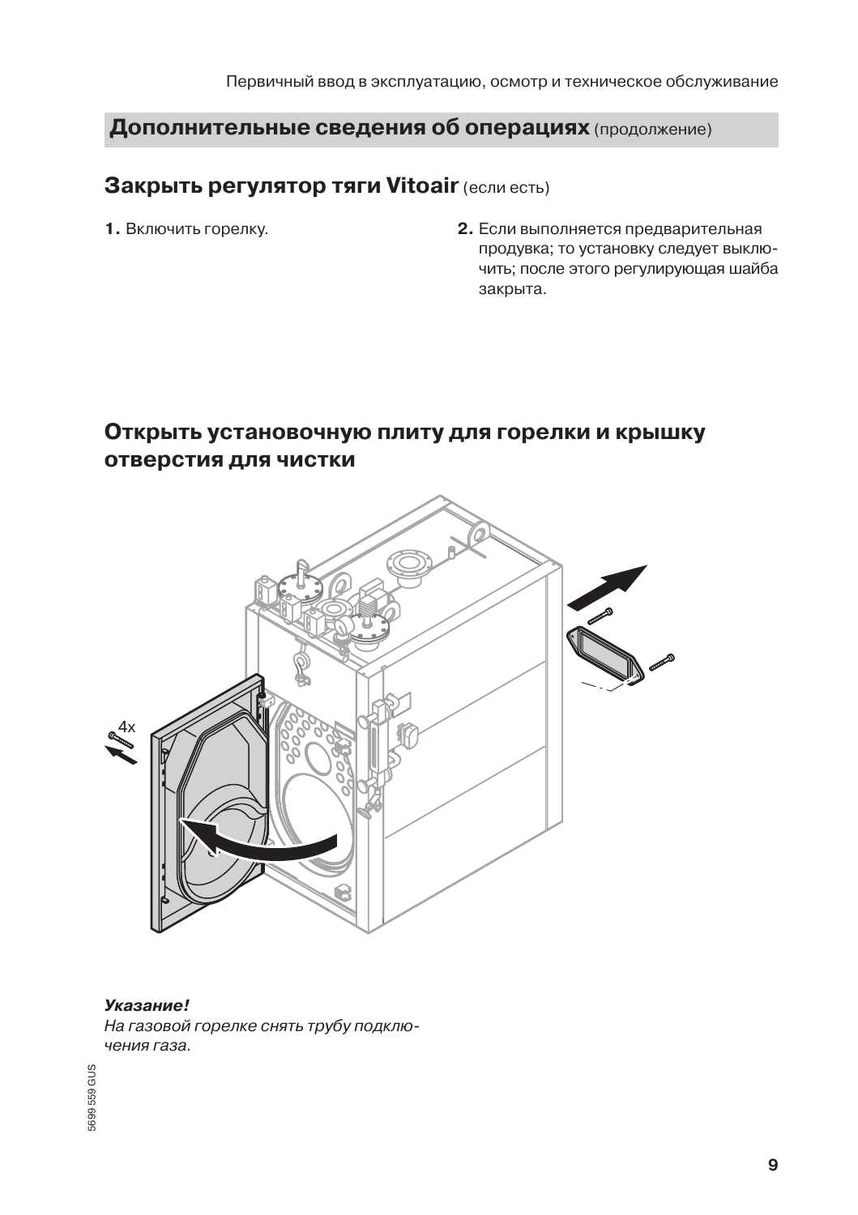## Дополнительные сведения об операциях (продолжение)

### Закрыть регулятор тяги Vitoair (если есть)

**1.** Включить горелку.

**2.** Если выполняется предварительная продувка; то установку следует выключить; после этого регулирующая шайба закрыта.

### Открыть установочную плиту для горелки и крышку отверстия для чистки

4x

***Указание!***

*На газовой горелке снять трубу подключения газа.*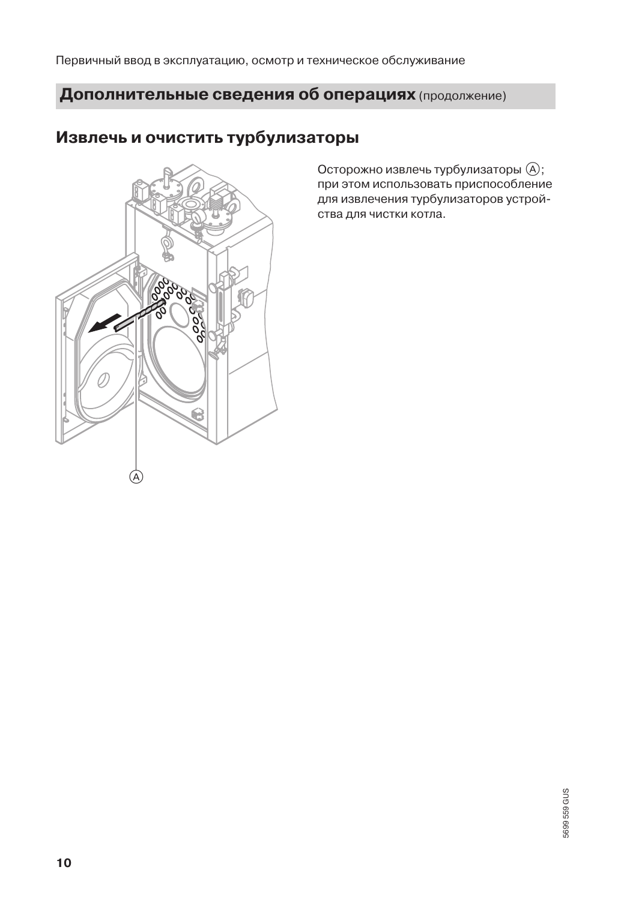## Дополнительные сведения об операциях (продолжение)

### Извлечь и очистить турбулизаторы

Осторожно извлечь турбулизаторы (A); при этом использовать приспособление для извлечения турбулизаторов устройства для чистки котла.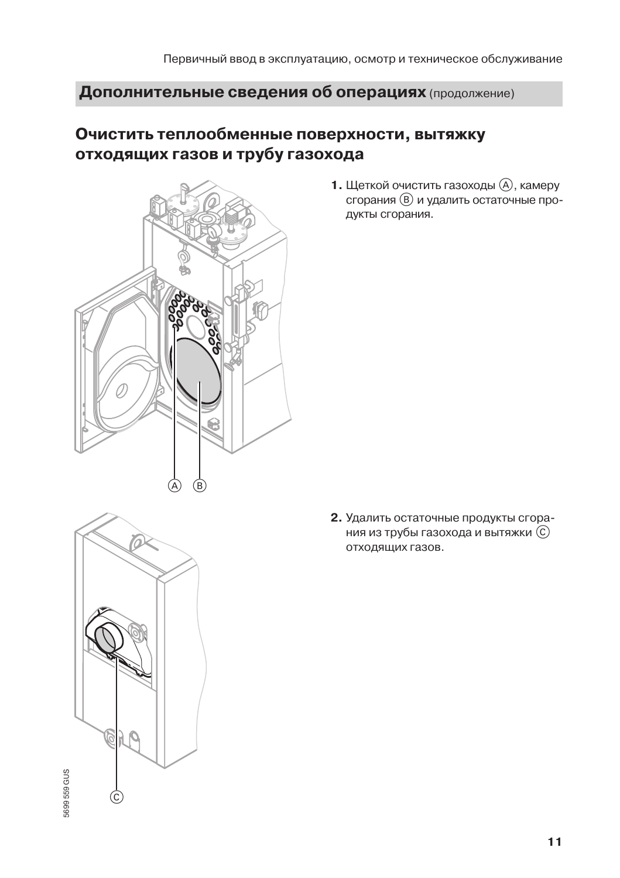## Дополнительные сведения об операциях (продолжение)

### Очистить теплообменные поверхности, вытяжку отходящих газов и трубу газохода

1. Щеткой очистить газоходы Ⓐ, камеру сгорания Ⓑ и удалить остаточные продукты сгорания.

2. Удалить остаточные продукты сгорания из трубы газохода и вытяжки Ⓒ отходящих газов.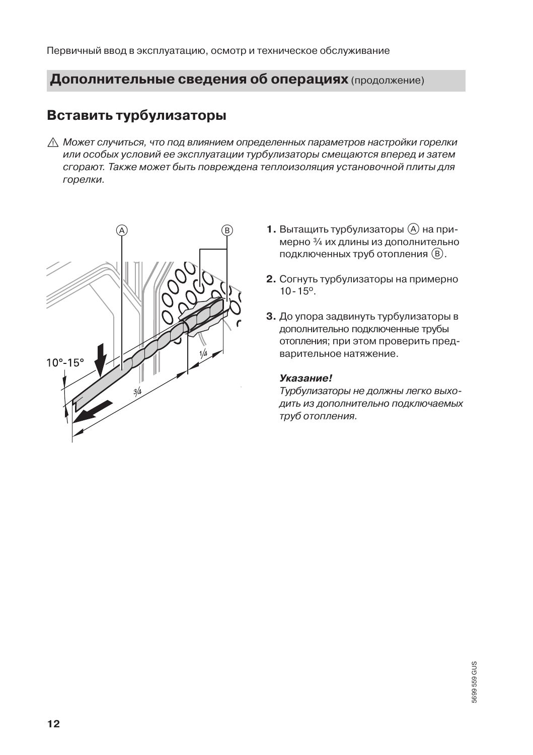## Дополнительные сведения об операциях (продолжение)

### Вставить турбулизаторы

⚠ *Может случиться, что под влиянием определенных параметров настройки горелки или особых условий ее эксплуатации турбулизаторы смещаются вперед и затем сгорают. Также может быть повреждена теплоизоляция установочной плиты для горелки.*

1. Вытащить турбулизаторы Ⓐ на примерно ¾ их длины из дополнительно подключенных труб отопления Ⓑ.
2. Согнуть турбулизаторы на примерно 10 - 15°.
3. До упора задвинуть турбулизаторы в дополнительно подключенные трубы отопления; при этом проверить предварительное натяжение.

   ***Указание!***
   *Турбулизаторы не должны легко выходить из дополнительно подключаемых труб отопления.*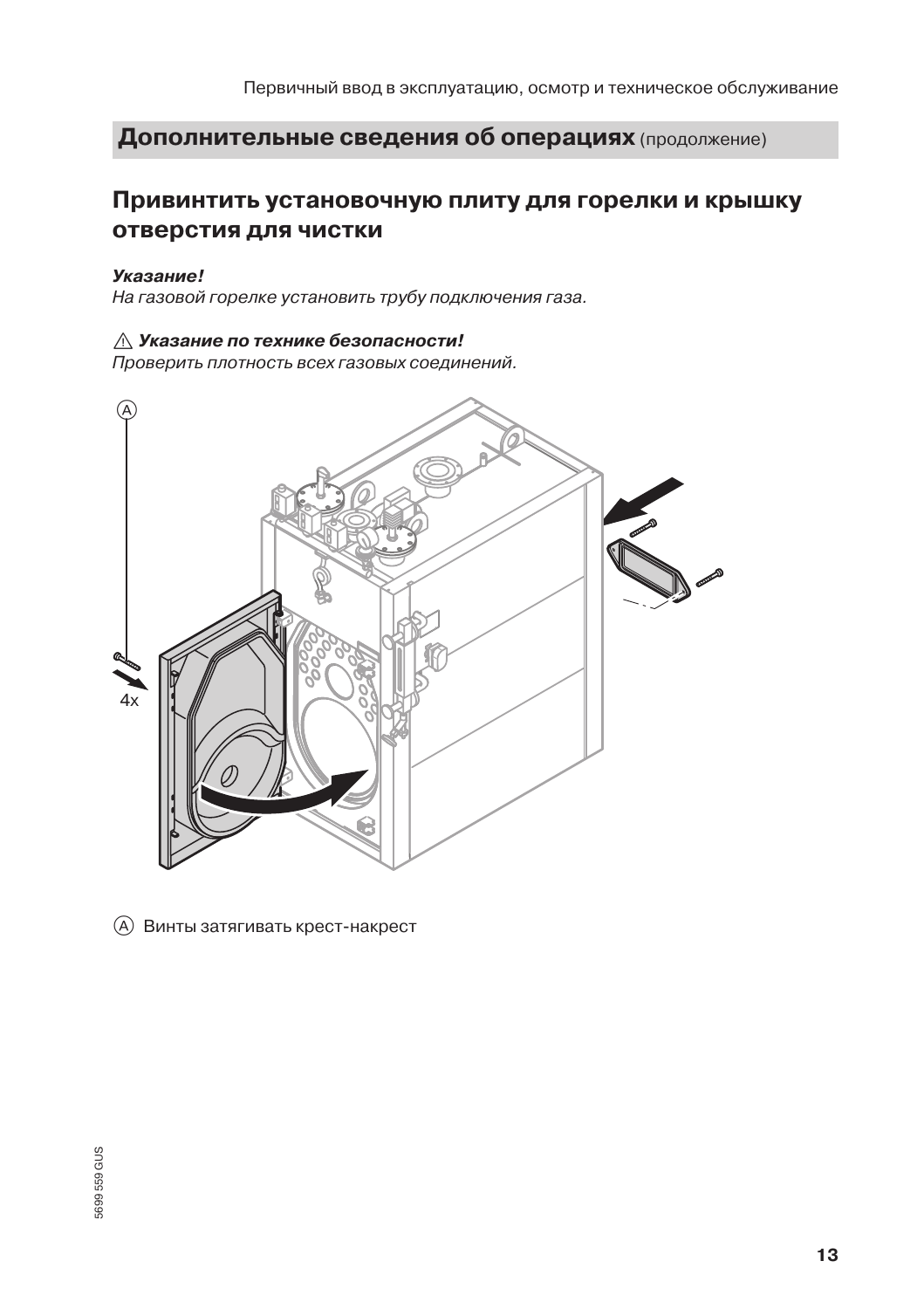## Дополнительные сведения об операциях (продолжение)

### Привинтить установочную плиту для горелки и крышку отверстия для чистки

***Указание!***
*На газовой горелке установить трубу подключения газа.*

⚠ ***Указание по технике безопасности!***
*Проверить плотность всех газовых соединений.*

Ⓐ Винты затягивать крест-накрест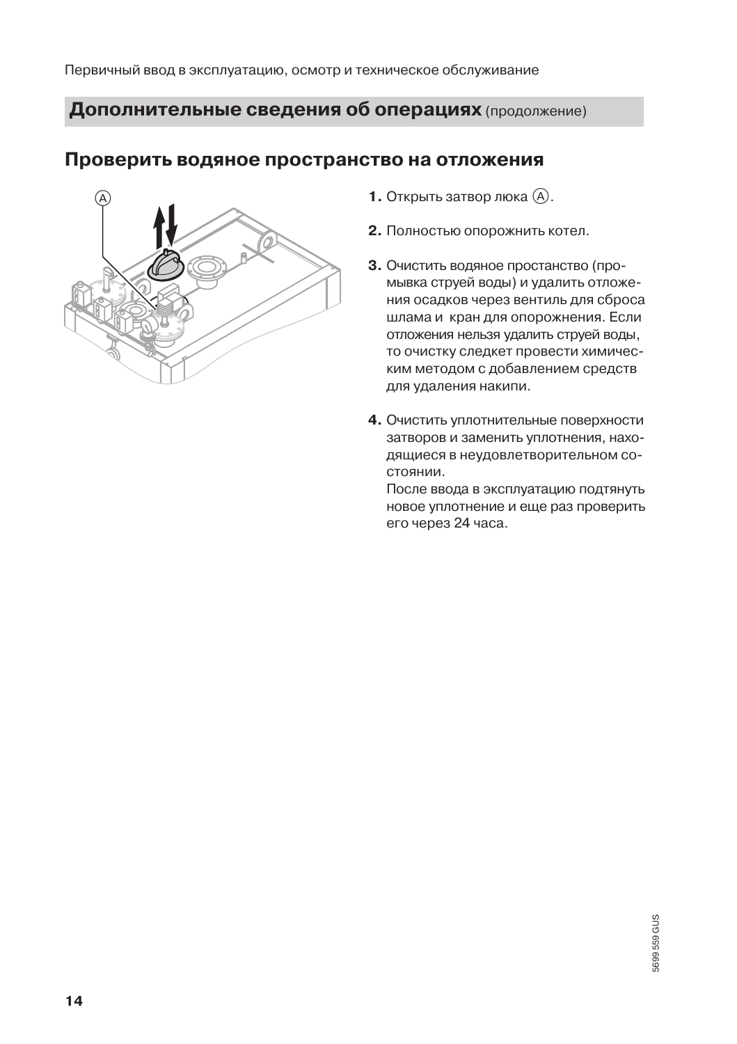## Дополнительные сведения об операциях (продолжение)

### Проверить водяное пространство на отложения

1. Открыть затвор люка Ⓐ.

2. Полностью опорожнить котел.

3. Очистить водяное простанство (промывка струей воды) и удалить отложения осадков через вентиль для сброса шлама и кран для опорожнения. Если отложения нельзя удалить струей воды, то очистку следкет провести химическим методом с добавлением средств для удаления накипи.

4. Очистить уплотнительные поверхности затворов и заменить уплотнения, находящиеся в неудовлетворительном состоянии.
   После ввода в эксплуатацию подтянуть новое уплотнение и еще раз проверить его через 24 часа.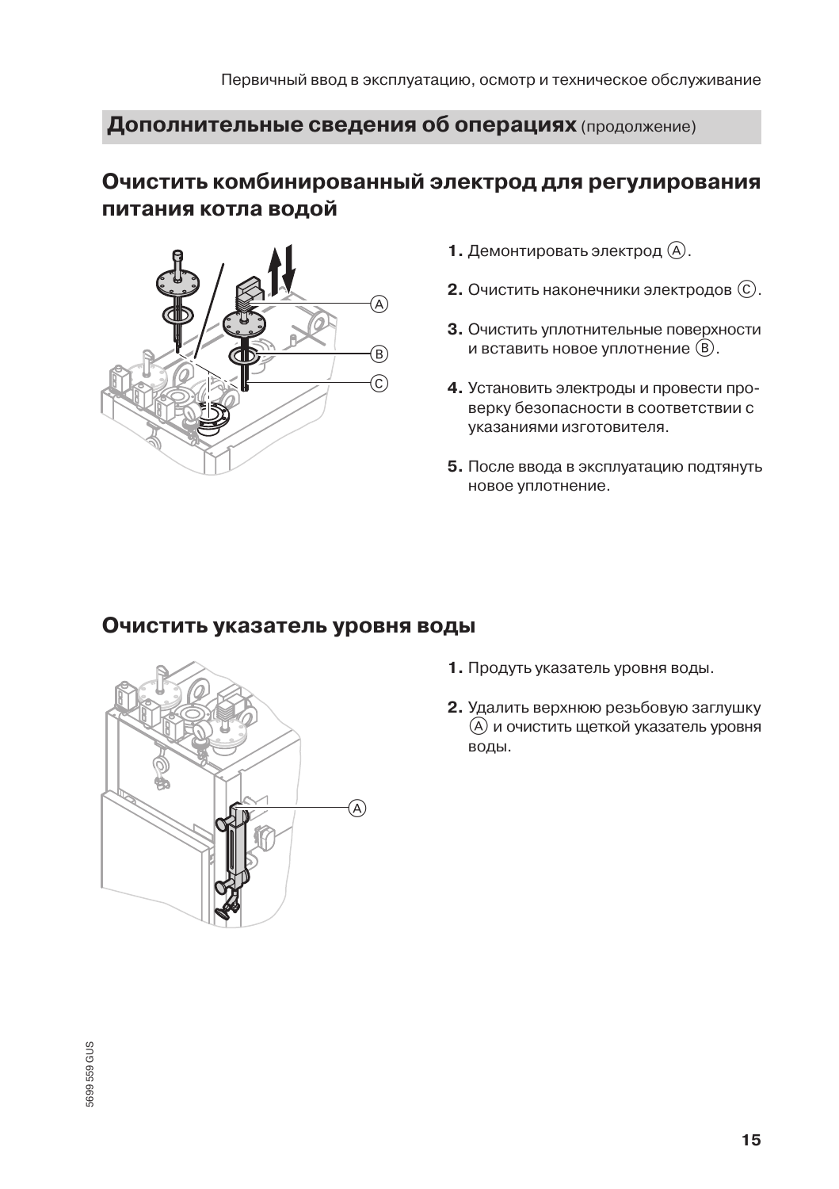## Дополнительные сведения об операциях (продолжение)

### Очистить комбинированный электрод для регулирования питания котла водой

1. Демонтировать электрод (A).
2. Очистить наконечники электродов (C).
3. Очистить уплотнительные поверхности и вставить новое уплотнение (B).
4. Установить электроды и провести проверку безопасности в соответствии с указаниями изготовителя.
5. После ввода в эксплуатацию подтянуть новое уплотнение.

### Очистить указатель уровня воды

1. Продуть указатель уровня воды.
2. Удалить верхнюю резьбовую заглушку (A) и очистить щеткой указатель уровня воды.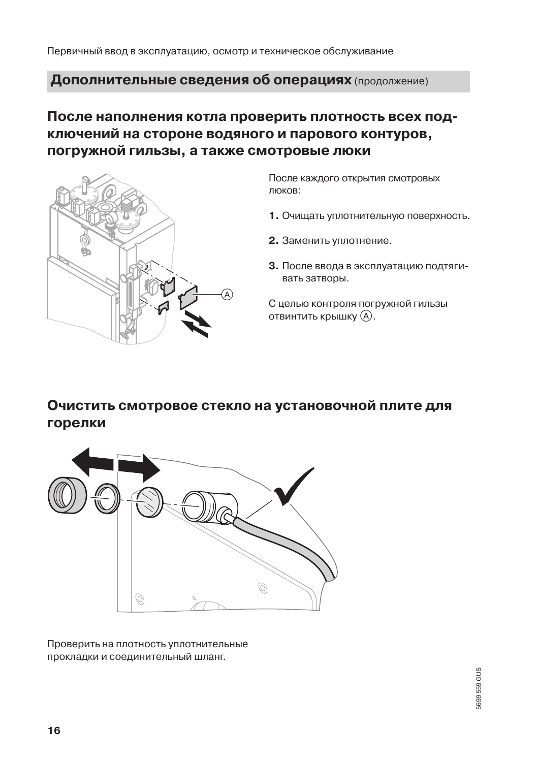## Дополнительные сведения об операциях (продолжение)

### После наполнения котла проверить плотность всех подключений на стороне водяного и парового контуров, погружной гильзы, а также смотровые люки

После каждого открытия смотровых люков:

1. Очищать уплотнительную поверхность.
2. Заменить уплотнение.
3. После ввода в эксплуатацию подтягивать затворы.

С целью контроля погружной гильзы отвинтить крышку Ⓐ.

### Очистить смотровое стекло на установочной плите для горелки

Проверить на плотность уплотнительные прокладки и соединительный шланг.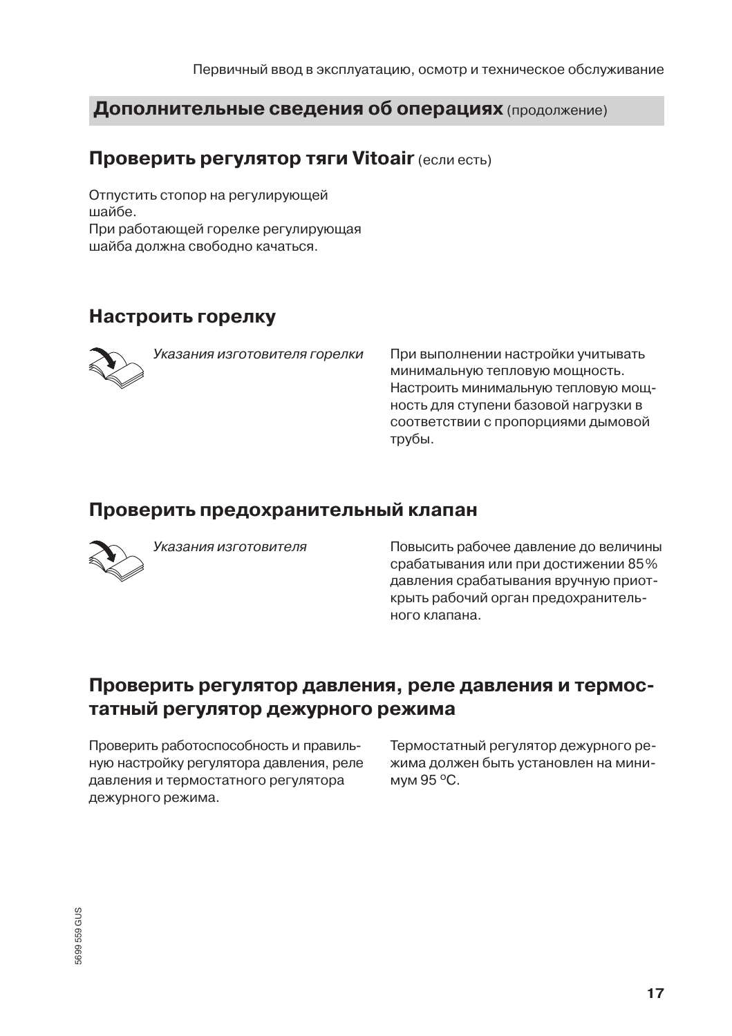## Дополнительные сведения об операциях (продолжение)

### Проверить регулятор тяги Vitoair (если есть)

Отпустить стопор на регулирующей шайбе.
При работающей горелке регулирующая шайба должна свободно качаться.

### Настроить горелку

*Указания изготовителя горелки*

При выполнении настройки учитывать минимальную тепловую мощность. Настроить минимальную тепловую мощность для ступени базовой нагрузки в соответствии с пропорциями дымовой трубы.

### Проверить предохранительный клапан

*Указания изготовителя*

Повысить рабочее давление до величины срабатывания или при достижении 85% давления срабатывания вручную приоткрыть рабочий орган предохранительного клапана.

### Проверить регулятор давления, реле давления и термостатный регулятор дежурного режима

Проверить работоспособность и правильную настройку регулятора давления, реле давления и термостатного регулятора дежурного режима.

Термостатный регулятор дежурного режима должен быть установлен на минимум 95 °C.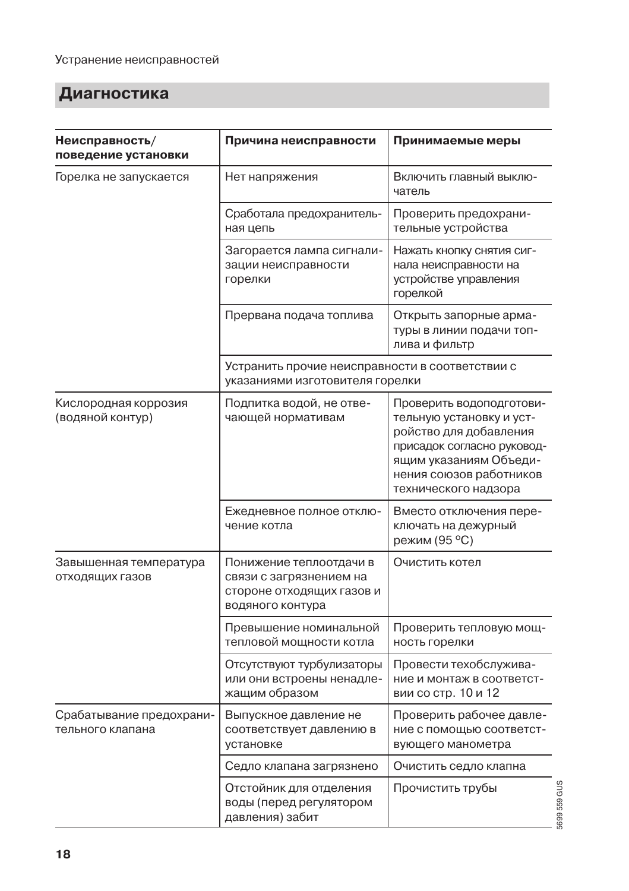## Диагностика

| Неисправность/ поведение установки | Причина неисправности | Принимаемые меры |
|---|---|---|
| Горелка не запускается | Нет напряжения | Включить главный выключатель |
| | Сработала предохранительная цепь | Проверить предохранительные устройства |
| | Загорается лампа сигнализации неисправности горелки | Нажать кнопку снятия сигнала неисправности на устройстве управления горелкой |
| | Прервана подача топлива | Открыть запорные арматуры в линии подачи топлива и фильтр |
| | Устранить прочие неисправности в соответствии с указаниями изготовителя горелки | |
| Кислородная коррозия (водяной контур) | Подпитка водой, не отвечающей нормативам | Проверить водоподготовительную установку и устройство для добавления присадок согласно руководящим указаниям Объединения союзов работников технического надзора |
| | Ежедневное полное отключение котла | Вместо отключения переключать на дежурный режим (95 °C) |
| Завышенная температура отходящих газов | Понижение теплоотдачи в связи с загрязнением на стороне отходящих газов и водяного контура | Очистить котел |
| | Превышение номинальной тепловой мощности котла | Проверить тепловую мощность горелки |
| | Отсутствуют турбулизаторы или они встроены ненадлежащим образом | Провести техобслуживание и монтаж в соответствии со стр. 10 и 12 |
| Срабатывание предохранительного клапана | Выпускное давление не соответствует давлению в установке | Проверить рабочее давление с помощью соответствующего манометра |
| | Седло клапана загрязнено | Очистить седло клапна |
| | Отстойник для отделения воды (перед регулятором давления) забит | Прочистить трубы |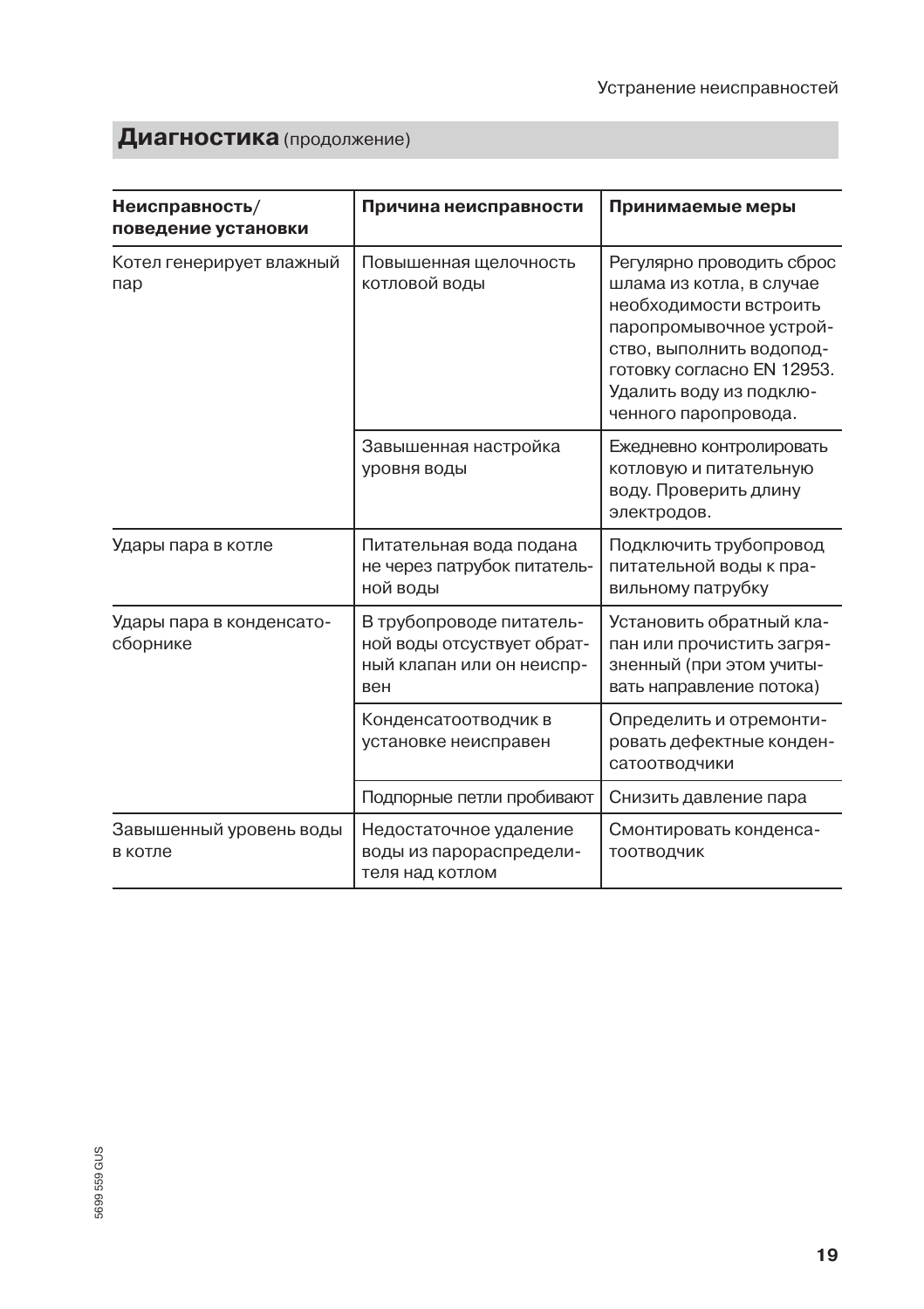## Диагностика (продолжение)

| Неисправность/ поведение установки | Причина неисправности | Принимаемые меры |
|---|---|---|
| Котел генерирует влажный пар | Повышенная щелочность котловой воды | Регулярно проводить сброс шлама из котла, в случае необходимости встроить паропромывочное устройство, выполнить водоподготовку согласно EN 12953. Удалить воду из подключенного паропровода. |
| | Завышенная настройка уровня воды | Ежедневно контролировать котловую и питательную воду. Проверить длину электродов. |
| Удары пара в котле | Питательная вода подана не через патрубок питательной воды | Подключить трубопровод питательной воды к правильному патрубку |
| Удары пара в конденсатосборнике | В трубопроводе питательной воды отсуствует обратный клапан или он неисправен | Установить обратный клапан или прочистить загрязненный (при этом учитывать направление потока) |
| | Конденсатоотводчик в установке неисправен | Определить и отремонтировать дефектные конденсатоотводчики |
| | Подпорные петли пробивают | Снизить давление пара |
| Завышенный уровень воды в котле | Недостаточное удаление воды из парораспределителя над котлом | Смонтировать конденсатоотводчик |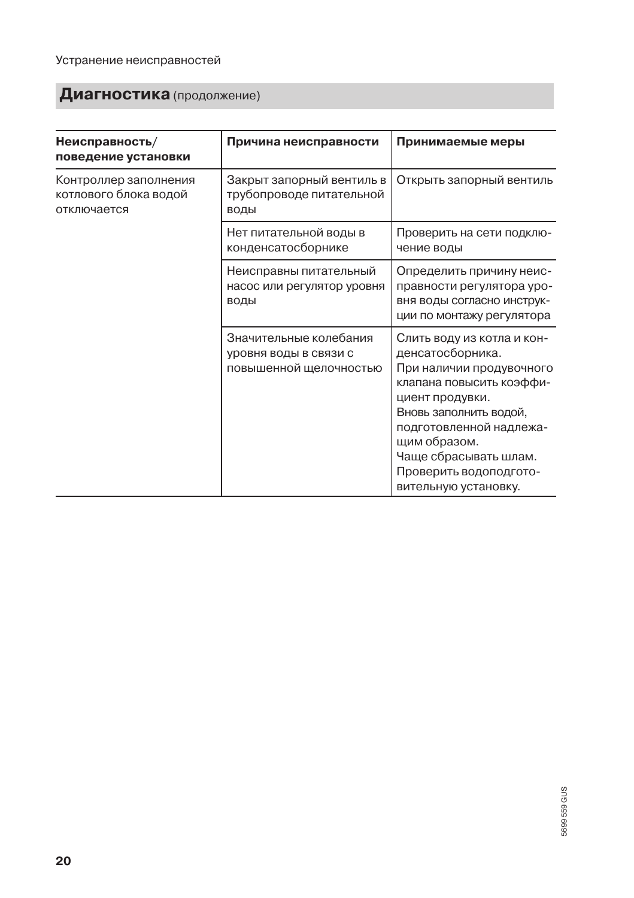## **Диагностика** (продолжение)

| **Неисправность/ поведение установки** | **Причина неисправности** | **Принимаемые меры** |
|---|---|---|
| Контроллер заполнения котлового блока водой отключается | Закрыт запорный вентиль в трубопроводе питательной воды | Открыть запорный вентиль |
| | Нет питательной воды в конденсатосборнике | Проверить на сети подключение воды |
| | Неисправны питательный насос или регулятор уровня воды | Определить причину неисправности регулятора уровня воды согласно инструкции по монтажу регулятора |
| | Значительные колебания уровня воды в связи с повышенной щелочностью | Слить воду из котла и конденсатосборника. При наличии продувочного клапана повысить коэффициент продувки. Вновь заполнить водой, подготовленной надлежащим образом. Чаще сбрасывать шлам. Проверить водоподготовительную установку. |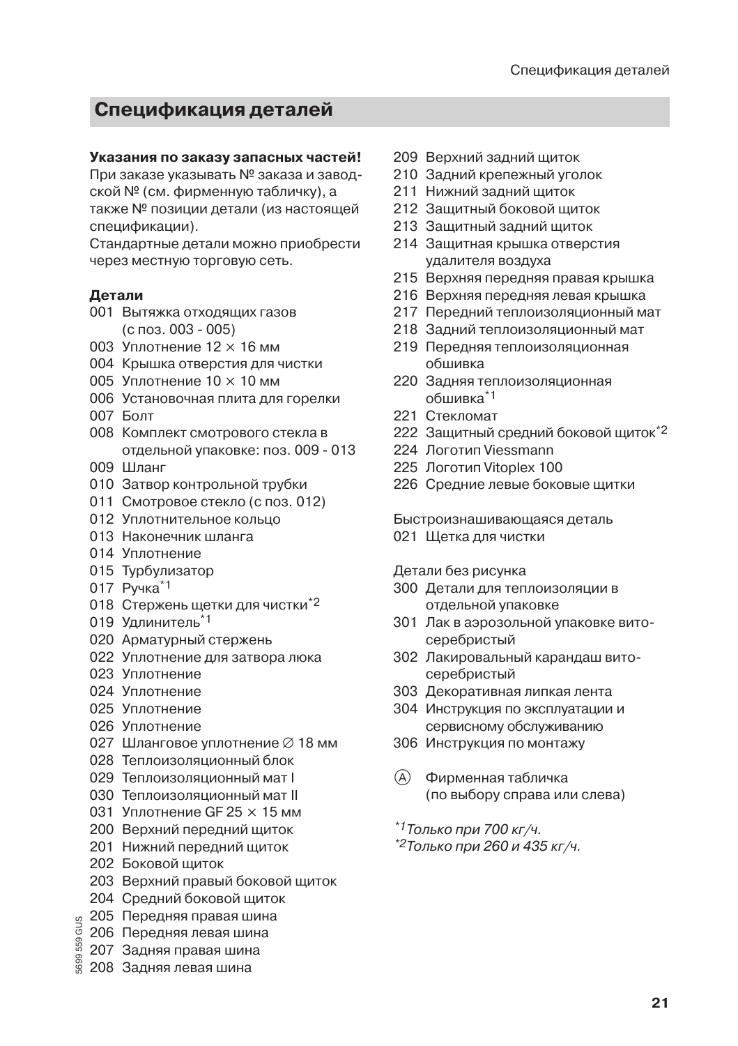## Спецификация деталей

**Указания по заказу запасных частей!**
При заказе указывать № заказа и заводской № (см. фирменную табличку), а также № позиции детали (из настоящей спецификации).
Стандартные детали можно приобрести через местную торговую сеть.

**Детали**

001 Вытяжка отходящих газов (с поз. 003 - 005)
003 Уплотнение 12 × 16 мм
004 Крышка отверстия для чистки
005 Уплотнение 10 × 10 мм
006 Установочная плита для горелки
007 Болт
008 Комплект смотрового стекла в отдельной упаковке: поз. 009 - 013
009 Шланг
010 Затвор контрольной трубки
011 Смотровое стекло (с поз. 012)
012 Уплотнительное кольцо
013 Наконечник шланга
014 Уплотнение
015 Турбулизатор
017 Ручка[*1]
018 Стержень щетки для чистки[*2]
019 Удлинитель[*1]
020 Арматурный стержень
022 Уплотнение для затвора люка
023 Уплотнение
024 Уплотнение
025 Уплотнение
026 Уплотнение
027 Шланговое уплотнение ∅ 18 мм
028 Теплоизоляционный блок
029 Теплоизоляционный мат I
030 Теплоизоляционный мат II
031 Уплотнение GF 25 × 15 мм
200 Верхний передний щиток
201 Нижний передний щиток
202 Боковой щиток
203 Верхний правый боковой щиток
204 Средний боковой щиток
205 Передняя правая шина
206 Передняя левая шина
207 Задняя правая шина
208 Задняя левая шина
209 Верхний задний щиток
210 Задний крепежный уголок
211 Нижний задний щиток
212 Защитный боковой щиток
213 Защитный задний щиток
214 Защитная крышка отверстия удалителя воздуха
215 Верхняя передняя правая крышка
216 Верхняя передняя левая крышка
217 Передний теплоизоляционный мат
218 Задний теплоизоляционный мат
219 Передняя теплоизоляционная обшивка
220 Задняя теплоизоляционная обшивка[*1]
221 Стекломат
222 Защитный средний боковой щиток[*2]
224 Логотип Viessmann
225 Логотип Vitoplex 100
226 Средние левые боковые щитки

Быстроизнашивающаяся деталь
021 Щетка для чистки

Детали без рисунка
300 Детали для теплоизоляции в отдельной упаковке
301 Лак в аэрозольной упаковке вито-серебристый
302 Лакировальный карандаш вито-серебристый
303 Декоративная липкая лента
304 Инструкция по эксплуатации и сервисному обслуживанию
306 Инструкция по монтажу

Ⓐ Фирменная табличка (по выбору справа или слева)

*[*1] Только при 700 кг/ч.*
*[*2] Только при 260 и 435 кг/ч.*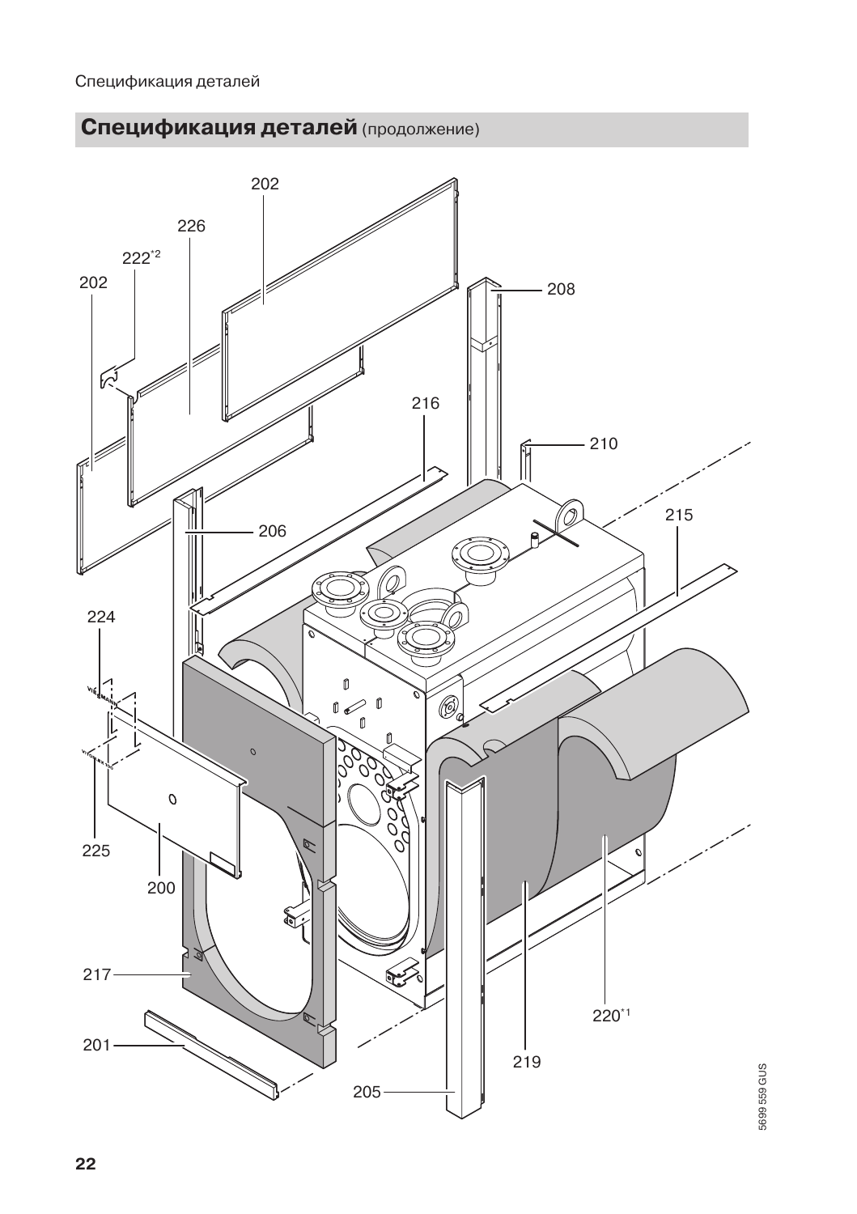## Спецификация деталей (продолжение)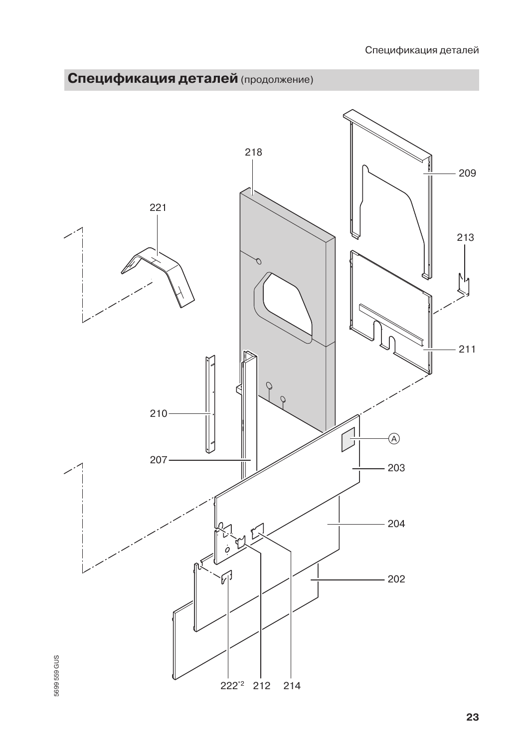## Спецификация деталей (продолжение)

218

209

221

213

211

210

A

207

203

204

202

222*2 212 214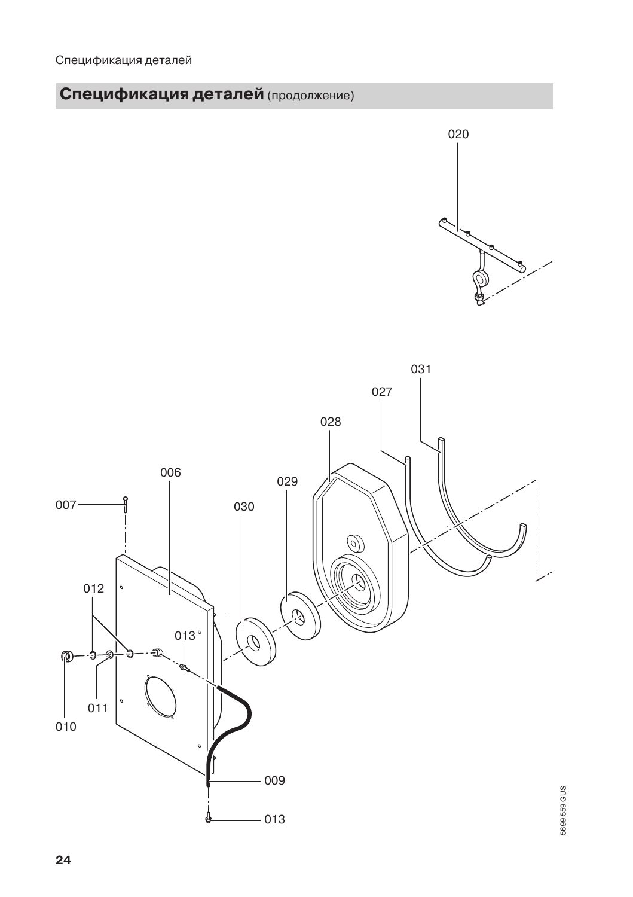## Спецификация деталей (продолжение)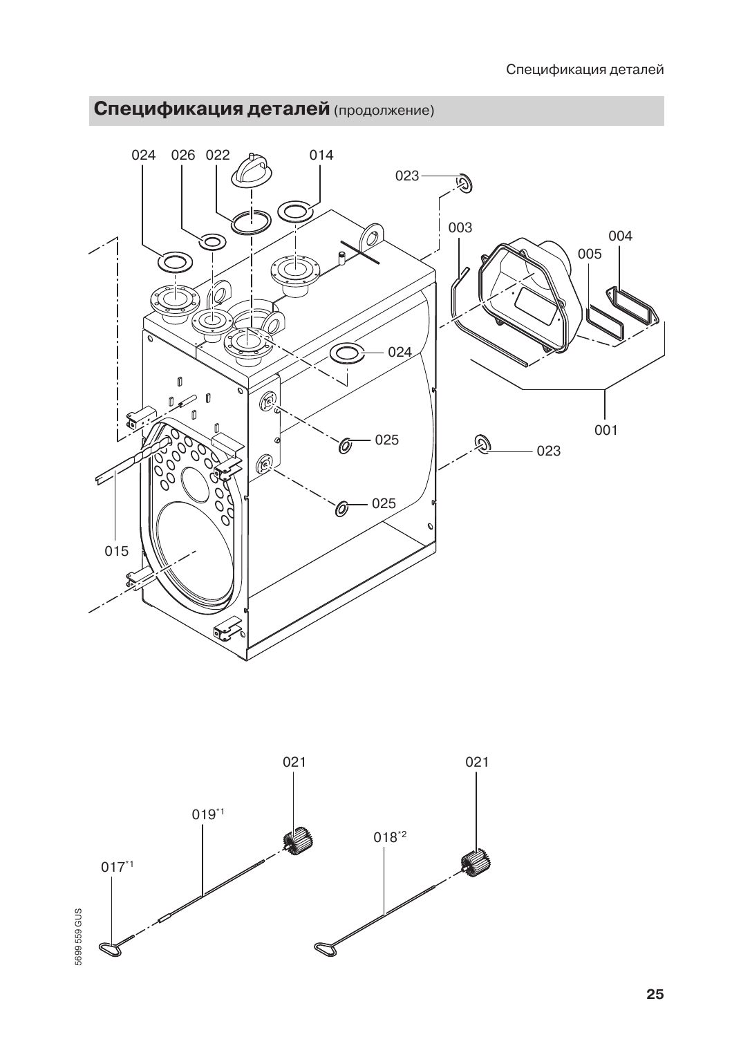## Спецификация деталей (продолжение)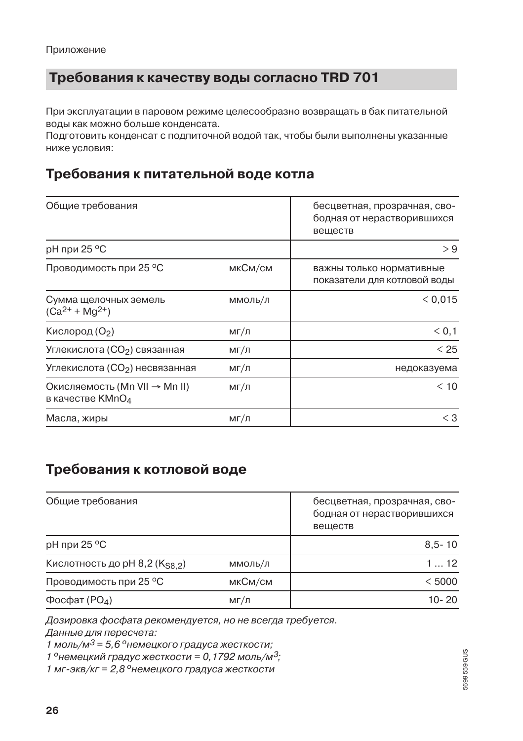Приложение

## Требования к качеству воды согласно TRD 701

При эксплуатации в паровом режиме целесообразно возвращать в бак питательной воды как можно больше конденсата.
Подготовить конденсат с подпиточной водой так, чтобы были выполнены указанные ниже условия:

### Требования к питательной воде котла

| Общие требования | | бесцветная, прозрачная, свободная от нерастворившихся веществ |
|---|---|---|
| pH при 25 °C | | > 9 |
| Проводимость при 25 °C | мкСм/см | важны только нормативные показатели для котловой воды |
| Сумма щелочных земель ($Ca^{2+}$ + $Mg^{2+}$) | ммоль/л | < 0,015 |
| Кислород ($O_2$) | мг/л | < 0,1 |
| Углекислота ($CO_2$) связанная | мг/л | < 25 |
| Углекислота ($CO_2$) несвязанная | мг/л | недоказуема |
| Окисляемость (Mn VII → Mn II) в качестве $KMnO_4$ | мг/л | < 10 |
| Масла, жиры | мг/л | < 3 |

### Требования к котловой воде

| Общие требования | | бесцветная, прозрачная, свободная от нерастворившихся веществ |
|---|---|---|
| pH при 25 °C | | 8,5- 10 |
| Кислотность до pH 8,2 ($K_{S8,2}$) | ммоль/л | 1 ... 12 |
| Проводимость при 25 °C | мкСм/см | < 5000 |
| Фосфат ($PO_4$) | мг/л | 10- 20 |

*Дозировка фосфата рекомендуется, но не всегда требуется.*
*Данные для пересчета:*
*1 моль/м$^3$ = 5,6 °немецкого градуса жесткости;*
*1 °немецкий градус жесткости = 0,1792 моль/м$^3$;*
*1 мг-экв/кг = 2,8 °немецкого градуса жесткости*

5699 559 GUS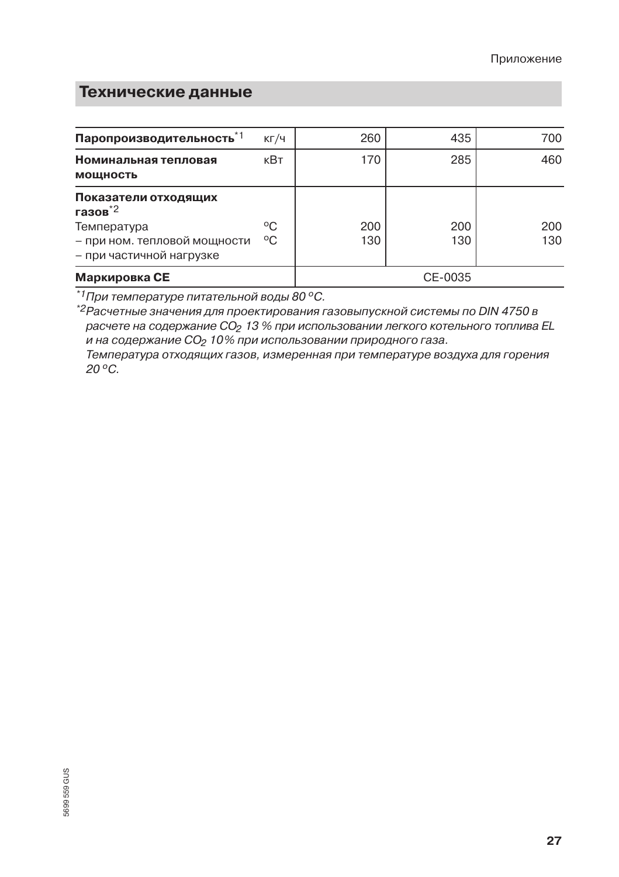## Технические данные

| **Паропроизводительность**[*1] | кг/ч | 260 | 435 | 700 |
|---|---|---|---|---|
| **Номинальная тепловая мощность** | кВт | 170 | 285 | 460 |
| **Показатели отходящих газов**[*2] | | | | |
| Температура | °C | 200 | 200 | 200 |
| – при ном. тепловой мощности | °C | 130 | 130 | 130 |
| – при частичной нагрузке | | | | |
| **Маркировка CE** | | CE-0035 | | |

*[*1] При температуре питательной воды 80 °C.*

*[*2] Расчетные значения для проектирования газовыпускной системы по DIN 4750 в расчете на содержание $CO_2$ 13 % при использовании легкого котельного топлива EL и на содержание $CO_2$ 10% при использовании природного газа.*
*Температура отходящих газов, измеренная при температуре воздуха для горения 20 °C.*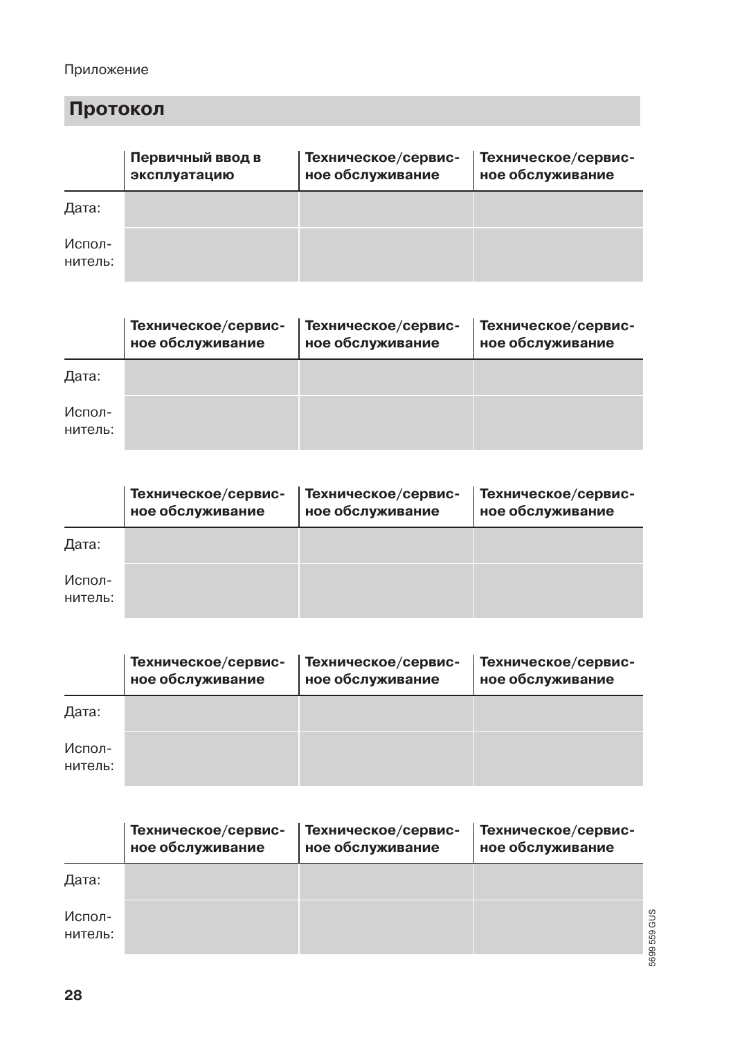## Протокол

| | Первичный ввод в эксплуатацию | Техническое/сервисное обслуживание | Техническое/сервисное обслуживание |
|---|---|---|---|
| Дата: | | | |
| Исполнитель: | | | |

| | Техническое/сервисное обслуживание | Техническое/сервисное обслуживание | Техническое/сервисное обслуживание |
|---|---|---|---|
| Дата: | | | |
| Исполнитель: | | | |

| | Техническое/сервисное обслуживание | Техническое/сервисное обслуживание | Техническое/сервисное обслуживание |
|---|---|---|---|
| Дата: | | | |
| Исполнитель: | | | |

| | Техническое/сервисное обслуживание | Техническое/сервисное обслуживание | Техническое/сервисное обслуживание |
|---|---|---|---|
| Дата: | | | |
| Исполнитель: | | | |

| | Техническое/сервисное обслуживание | Техническое/сервисное обслуживание | Техническое/сервисное обслуживание |
|---|---|---|---|
| Дата: | | | |
| Исполнитель: | | | |

5699 559 GUS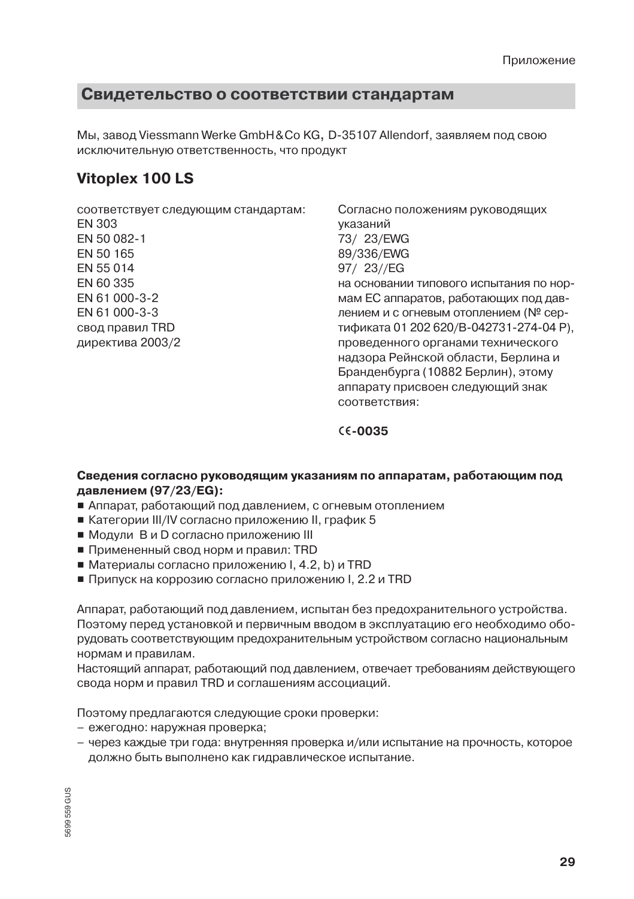## Свидетельство о соответствии стандартам

Мы, завод Viessmann Werke GmbH&Co KG, D-35107 Allendorf, заявляем под свою исключительную ответственность, что продукт

### Vitoplex 100 LS

соответствует следующим стандартам:
EN 303
EN 50 082-1
EN 50 165
EN 55 014
EN 60 335
EN 61 000-3-2
EN 61 000-3-3
свод правил TRD
директива 2003/2

Согласно положениям руководящих указаний
73/ 23/EWG
89/336/EWG
97/ 23//EG
на основании типового испытания по нормам ЕС аппаратов, работающих под давлением и с огневым отоплением (№ сертификата 01 202 620/B-042731-274-04 P), проведенного органами технического надзора Рейнской области, Берлина и Бранденбурга (10882 Берлин), этому аппарату присвоен следующий знак соответствия:

**CE-0035**

**Сведения согласно руководящим указаниям по аппаратам, работающим под давлением (97/23/EG):**

- Аппарат, работающий под давлением, с огневым отоплением
- Категории III/IV согласно приложению II, график 5
- Модули B и D согласно приложению III
- Примененный свод норм и правил: TRD
- Материалы согласно приложению I, 4.2, b) и TRD
- Припуск на коррозию согласно приложению I, 2.2 и TRD

Аппарат, работающий под давлением, испытан без предохранительного устройства. Поэтому перед установкой и первичным вводом в эксплуатацию его необходимо оборудовать соответствующим предохранительным устройством согласно национальным нормам и правилам.
Настоящий аппарат, работающий под давлением, отвечает требованиям действующего свода норм и правил TRD и соглашениям ассоциаций.

Поэтому предлагаются следующие сроки проверки:

- ежегодно: наружная проверка;
- через каждые три года: внутренняя проверка и/или испытание на прочность, которое должно быть выполнено как гидравлическое испытание.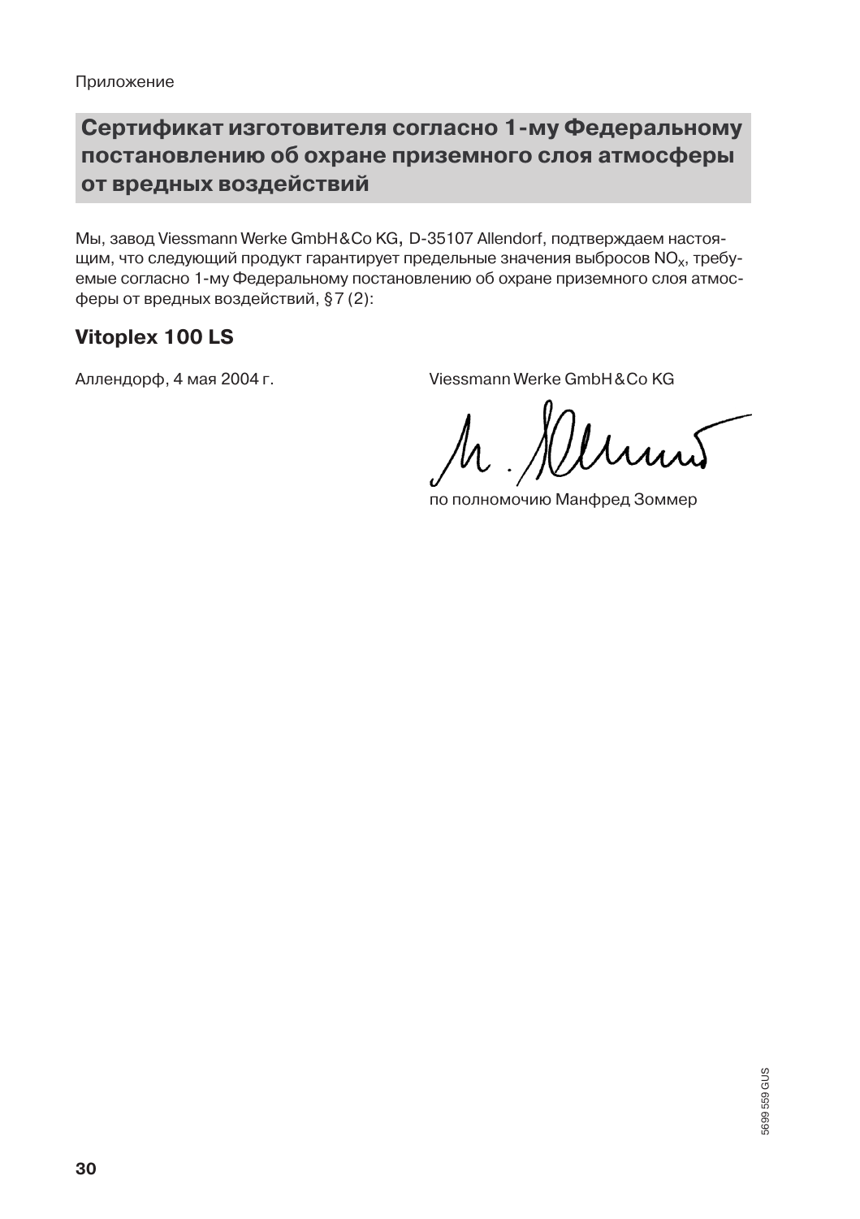Приложение

## Сертификат изготовителя согласно 1-му Федеральному постановлению об охране приземного слоя атмосферы от вредных воздействий

Мы, завод Viessmann Werke GmbH&Co KG, D-35107 Allendorf, подтверждаем настоящим, что следующий продукт гарантирует предельные значения выбросов $NO_X$, требуемые согласно 1-му Федеральному постановлению об охране приземного слоя атмосферы от вредных воздействий, §7 (2):

### Vitoplex 100 LS

Аллендорф, 4 мая 2004 г.

Viessmann Werke GmbH&Co KG

по полномочию Манфред Зоммер

5699 559 GUS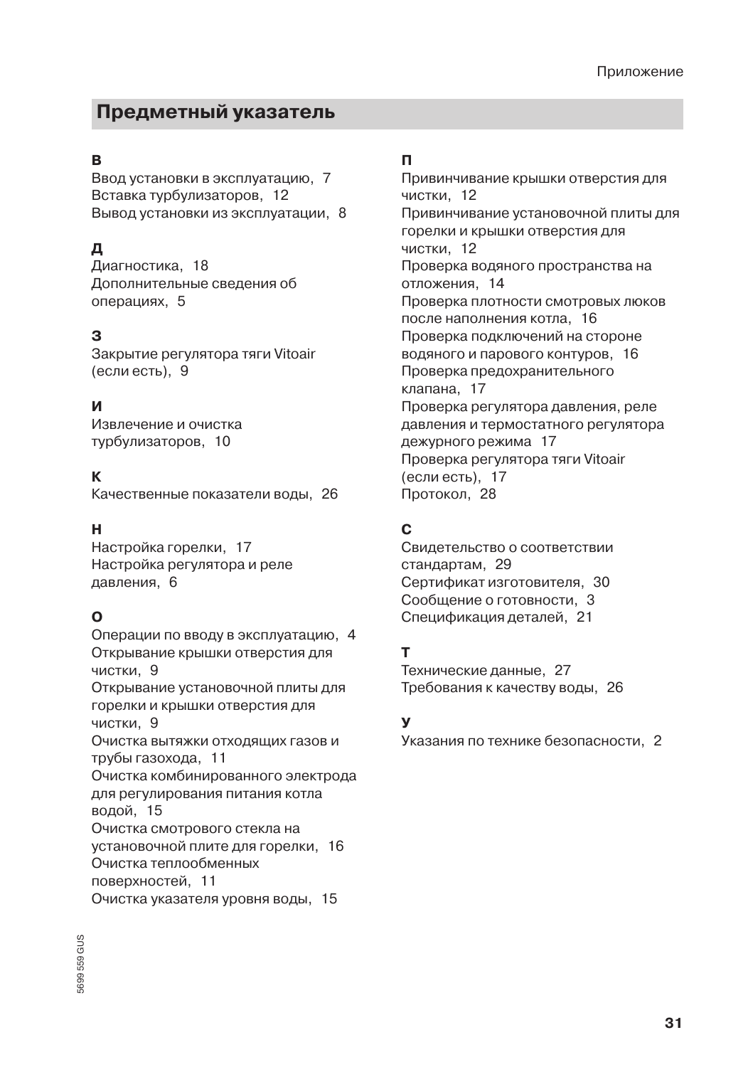## Предметный указатель

**В**
Ввод установки в эксплуатацию, 7
Вставка турбулизаторов, 12
Вывод установки из эксплуатации, 8

**Д**
Диагностика, 18
Дополнительные сведения об операциях, 5

**З**
Закрытие регулятора тяги Vitoair (если есть), 9

**И**
Извлечение и очистка турбулизаторов, 10

**К**
Качественные показатели воды, 26

**Н**
Настройка горелки, 17
Настройка регулятора и реле давления, 6

**О**
Операции по вводу в эксплуатацию, 4
Открывание крышки отверстия для чистки, 9
Открывание установочной плиты для горелки и крышки отверстия для чистки, 9
Очистка вытяжки отходящих газов и трубы газохода, 11
Очистка комбинированного электрода для регулирования питания котла водой, 15
Очистка смотрового стекла на установочной плите для горелки, 16
Очистка теплообменных поверхностей, 11
Очистка указателя уровня воды, 15

**П**
Привинчивание крышки отверстия для чистки, 12
Привинчивание установочной плиты для горелки и крышки отверстия для чистки, 12
Проверка водяного пространства на отложения, 14
Проверка плотности смотровых люков после наполнения котла, 16
Проверка подключений на стороне водяного и парового контуров, 16
Проверка предохранительного клапана, 17
Проверка регулятора давления, реле давления и термостатного регулятора дежурного режима 17
Проверка регулятора тяги Vitoair (если есть), 17
Протокол, 28

**С**
Свидетельство о соответствии стандартам, 29
Сертификат изготовителя, 30
Сообщение о готовности, 3
Спецификация деталей, 21

**Т**
Технические данные, 27
Требования к качеству воды, 26

**У**
Указания по технике безопасности, 2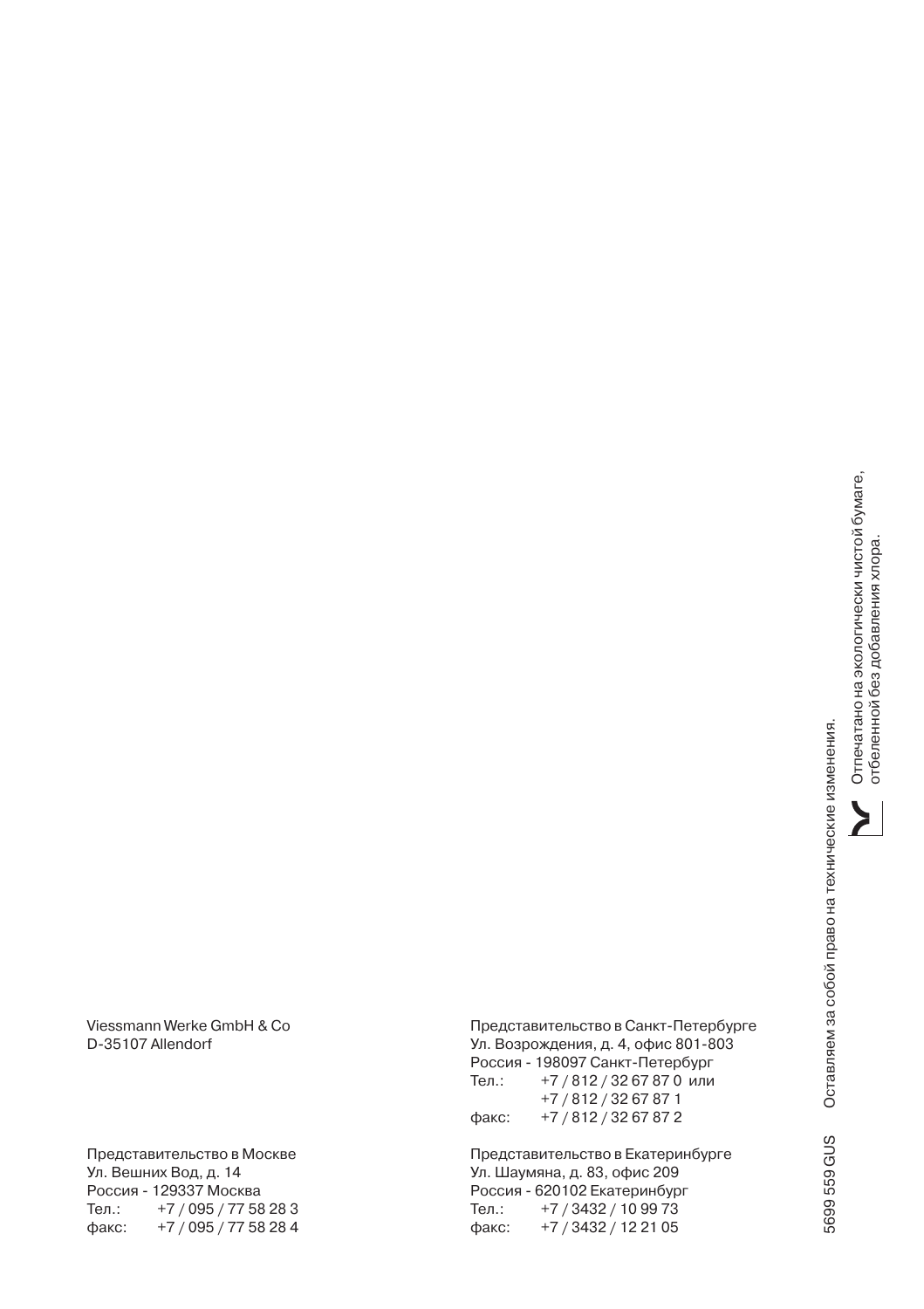Viessmann Werke GmbH & Co
D-35107 Allendorf

Представительство в Москве
Ул. Вешних Вод, д. 14
Россия - 129337 Москва
Тел.: +7 / 095 / 77 58 28 3
факс: +7 / 095 / 77 58 28 4

Представительство в Санкт-Петербурге
Ул. Возрождения, д. 4, офис 801-803
Россия - 198097 Санкт-Петербург
Тел.: +7 / 812 / 32 67 87 0 или
+7 / 812 / 32 67 87 1
факс: +7 / 812 / 32 67 87 2

Представительство в Екатеринбурге
Ул. Шаумяна, д. 83, офис 209
Россия - 620102 Екатеринбург
Тел.: +7 / 3432 / 10 99 73
факс: +7 / 3432 / 12 21 05

5699 559 GUS Оставляем за собой право на технические изменения.

Отпечатано на экологически чистой бумаге, отбеленной без добавления хлора.